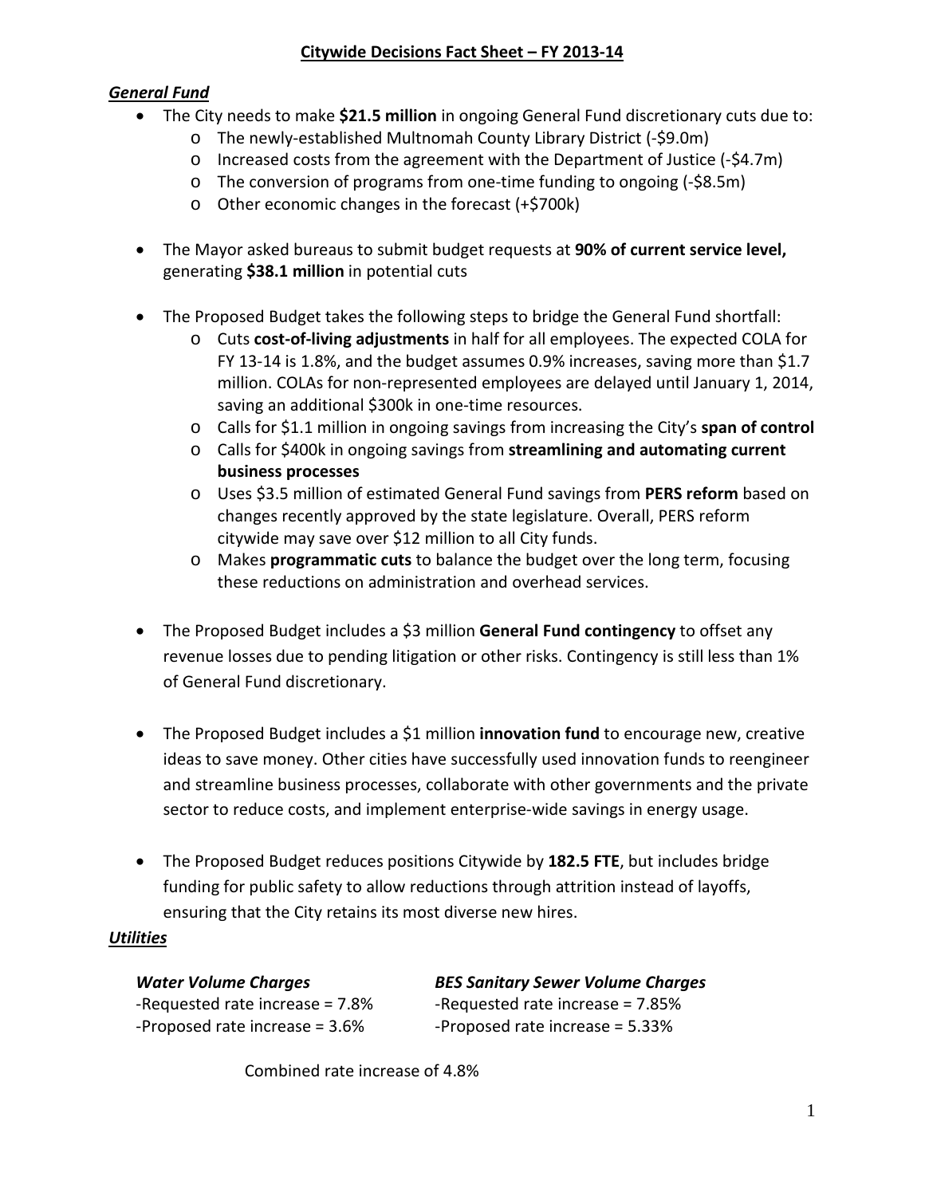# Citywide Decisions Fact Sheet – FY 2013-14

## *General Fund*

- The City needs to make **$21.5 million** in ongoing General Fund discretionary cuts due to:
  - The newly-established Multnomah County Library District (-$9.0m)
  - Increased costs from the agreement with the Department of Justice (-$4.7m)
  - The conversion of programs from one-time funding to ongoing (-$8.5m)
  - Other economic changes in the forecast (+$700k)

- The Mayor asked bureaus to submit budget requests at **90% of current service level,** generating **$38.1 million** in potential cuts

- The Proposed Budget takes the following steps to bridge the General Fund shortfall:
  - Cuts **cost-of-living adjustments** in half for all employees. The expected COLA for FY 13-14 is 1.8%, and the budget assumes 0.9% increases, saving more than $1.7 million. COLAs for non-represented employees are delayed until January 1, 2014, saving an additional $300k in one-time resources.
  - Calls for $1.1 million in ongoing savings from increasing the City's **span of control**
  - Calls for $400k in ongoing savings from **streamlining and automating current business processes**
  - Uses $3.5 million of estimated General Fund savings from **PERS reform** based on changes recently approved by the state legislature. Overall, PERS reform citywide may save over $12 million to all City funds.
  - Makes **programmatic cuts** to balance the budget over the long term, focusing these reductions on administration and overhead services.

- The Proposed Budget includes a $3 million **General Fund contingency** to offset any revenue losses due to pending litigation or other risks. Contingency is still less than 1% of General Fund discretionary.

- The Proposed Budget includes a $1 million **innovation fund** to encourage new, creative ideas to save money. Other cities have successfully used innovation funds to reengineer and streamline business processes, collaborate with other governments and the private sector to reduce costs, and implement enterprise-wide savings in energy usage.

- The Proposed Budget reduces positions Citywide by **182.5 FTE**, but includes bridge funding for public safety to allow reductions through attrition instead of layoffs, ensuring that the City retains its most diverse new hires.

## *Utilities*

***Water Volume Charges***

-Requested rate increase = 7.8%
-Proposed rate increase = 3.6%

***BES Sanitary Sewer Volume Charges***

-Requested rate increase = 7.85%
-Proposed rate increase = 5.33%

Combined rate increase of 4.8%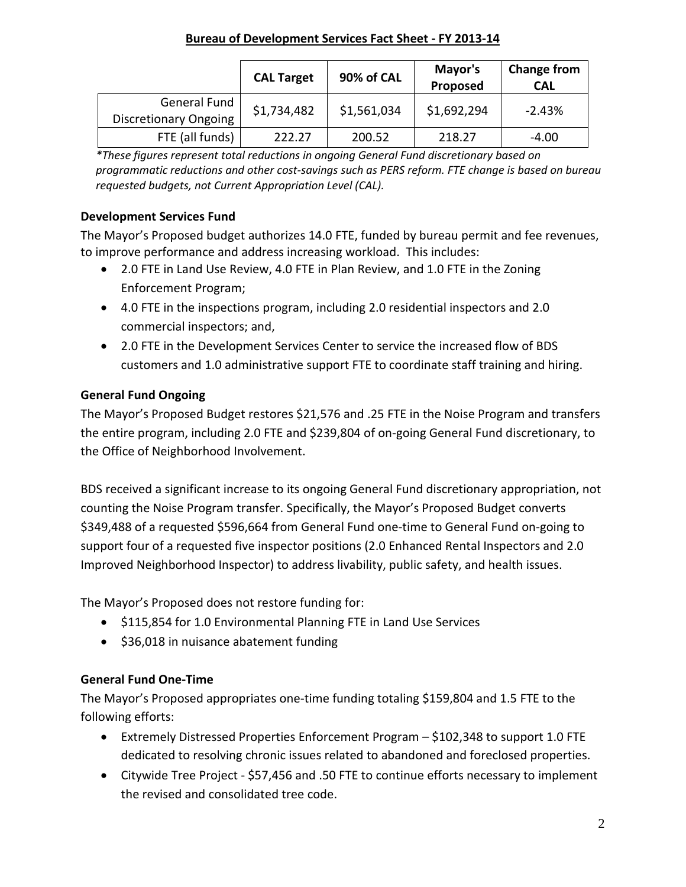## Bureau of Development Services Fact Sheet - FY 2013-14

| | CAL Target | 90% of CAL | Mayor's Proposed | Change from CAL |
|---|---|---|---|---|
| General Fund Discretionary Ongoing | $1,734,482 | $1,561,034 | $1,692,294 | -2.43% |
| FTE (all funds) | 222.27 | 200.52 | 218.27 | -4.00 |

*\*These figures represent total reductions in ongoing General Fund discretionary based on programmatic reductions and other cost-savings such as PERS reform. FTE change is based on bureau requested budgets, not Current Appropriation Level (CAL).*

### Development Services Fund

The Mayor's Proposed budget authorizes 14.0 FTE, funded by bureau permit and fee revenues, to improve performance and address increasing workload. This includes:

- 2.0 FTE in Land Use Review, 4.0 FTE in Plan Review, and 1.0 FTE in the Zoning Enforcement Program;
- 4.0 FTE in the inspections program, including 2.0 residential inspectors and 2.0 commercial inspectors; and,
- 2.0 FTE in the Development Services Center to service the increased flow of BDS customers and 1.0 administrative support FTE to coordinate staff training and hiring.

### General Fund Ongoing

The Mayor's Proposed Budget restores $21,576 and .25 FTE in the Noise Program and transfers the entire program, including 2.0 FTE and $239,804 of on-going General Fund discretionary, to the Office of Neighborhood Involvement.

BDS received a significant increase to its ongoing General Fund discretionary appropriation, not counting the Noise Program transfer. Specifically, the Mayor's Proposed Budget converts $349,488 of a requested $596,664 from General Fund one-time to General Fund on-going to support four of a requested five inspector positions (2.0 Enhanced Rental Inspectors and 2.0 Improved Neighborhood Inspector) to address livability, public safety, and health issues.

The Mayor's Proposed does not restore funding for:

- $115,854 for 1.0 Environmental Planning FTE in Land Use Services
- $36,018 in nuisance abatement funding

### General Fund One-Time

The Mayor's Proposed appropriates one-time funding totaling $159,804 and 1.5 FTE to the following efforts:

- Extremely Distressed Properties Enforcement Program – $102,348 to support 1.0 FTE dedicated to resolving chronic issues related to abandoned and foreclosed properties.
- Citywide Tree Project - $57,456 and .50 FTE to continue efforts necessary to implement the revised and consolidated tree code.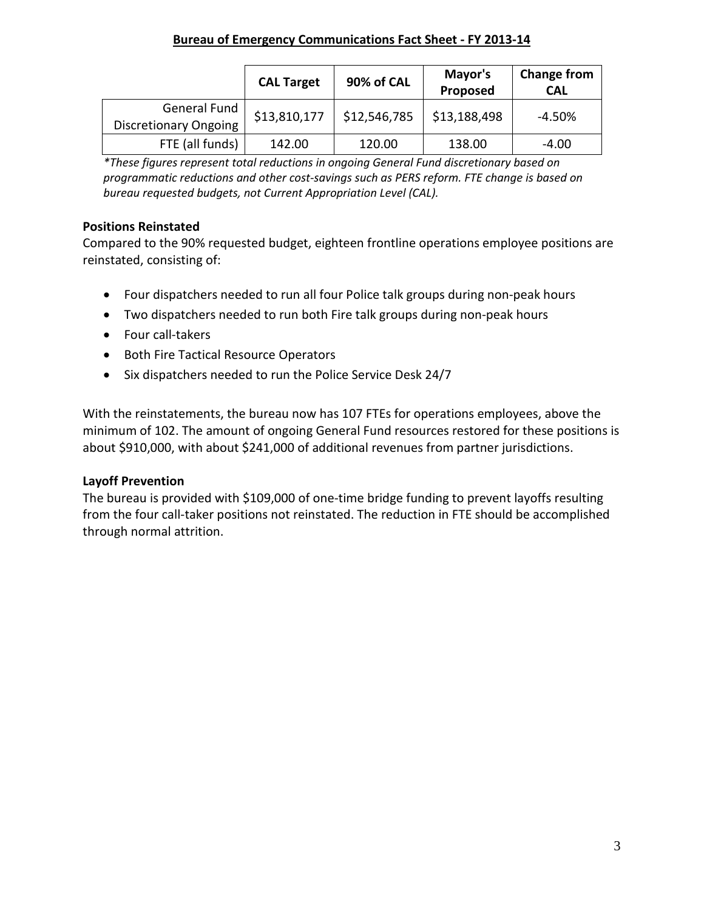## Bureau of Emergency Communications Fact Sheet - FY 2013-14

| | CAL Target | 90% of CAL | Mayor's Proposed | Change from CAL |
|---|---|---|---|---|
| General Fund Discretionary Ongoing | $13,810,177 | $12,546,785 | $13,188,498 | -4.50% |
| FTE (all funds) | 142.00 | 120.00 | 138.00 | -4.00 |

*\*These figures represent total reductions in ongoing General Fund discretionary based on programmatic reductions and other cost-savings such as PERS reform. FTE change is based on bureau requested budgets, not Current Appropriation Level (CAL).*

**Positions Reinstated**

Compared to the 90% requested budget, eighteen frontline operations employee positions are reinstated, consisting of:

- Four dispatchers needed to run all four Police talk groups during non-peak hours
- Two dispatchers needed to run both Fire talk groups during non-peak hours
- Four call-takers
- Both Fire Tactical Resource Operators
- Six dispatchers needed to run the Police Service Desk 24/7

With the reinstatements, the bureau now has 107 FTEs for operations employees, above the minimum of 102. The amount of ongoing General Fund resources restored for these positions is about $910,000, with about $241,000 of additional revenues from partner jurisdictions.

**Layoff Prevention**

The bureau is provided with $109,000 of one-time bridge funding to prevent layoffs resulting from the four call-taker positions not reinstated. The reduction in FTE should be accomplished through normal attrition.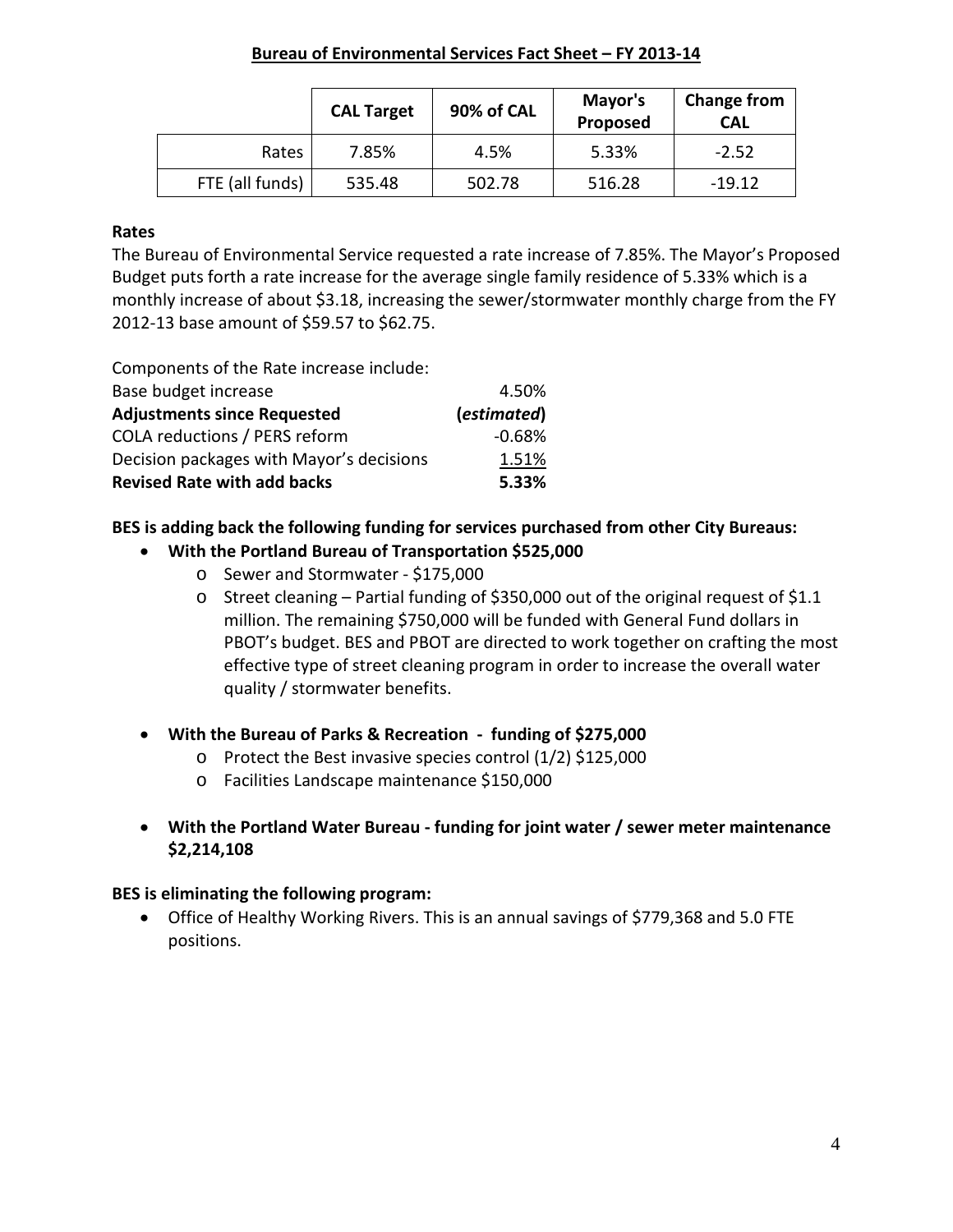# Bureau of Environmental Services Fact Sheet – FY 2013-14

| | CAL Target | 90% of CAL | Mayor's Proposed | Change from CAL |
|---|---|---|---|---|
| Rates | 7.85% | 4.5% | 5.33% | -2.52 |
| FTE (all funds) | 535.48 | 502.78 | 516.28 | -19.12 |

**Rates**

The Bureau of Environmental Service requested a rate increase of 7.85%. The Mayor's Proposed Budget puts forth a rate increase for the average single family residence of 5.33% which is a monthly increase of about $3.18, increasing the sewer/stormwater monthly charge from the FY 2012-13 base amount of $59.57 to $62.75.

| Components of the Rate increase include: | |
|---|---|
| Base budget increase | 4.50% |
| **Adjustments since Requested** | **(*estimated*)** |
| COLA reductions / PERS reform | -0.68% |
| Decision packages with Mayor's decisions | 1.51% |
| **Revised Rate with add backs** | **5.33%** |

**BES is adding back the following funding for services purchased from other City Bureaus:**

- **With the Portland Bureau of Transportation $525,000**
  - Sewer and Stormwater - $175,000
  - Street cleaning – Partial funding of $350,000 out of the original request of $1.1 million. The remaining $750,000 will be funded with General Fund dollars in PBOT's budget. BES and PBOT are directed to work together on crafting the most effective type of street cleaning program in order to increase the overall water quality / stormwater benefits.
- **With the Bureau of Parks & Recreation - funding of $275,000**
  - Protect the Best invasive species control (1/2) $125,000
  - Facilities Landscape maintenance $150,000
- **With the Portland Water Bureau - funding for joint water / sewer meter maintenance $2,214,108**

**BES is eliminating the following program:**

- Office of Healthy Working Rivers. This is an annual savings of $779,368 and 5.0 FTE positions.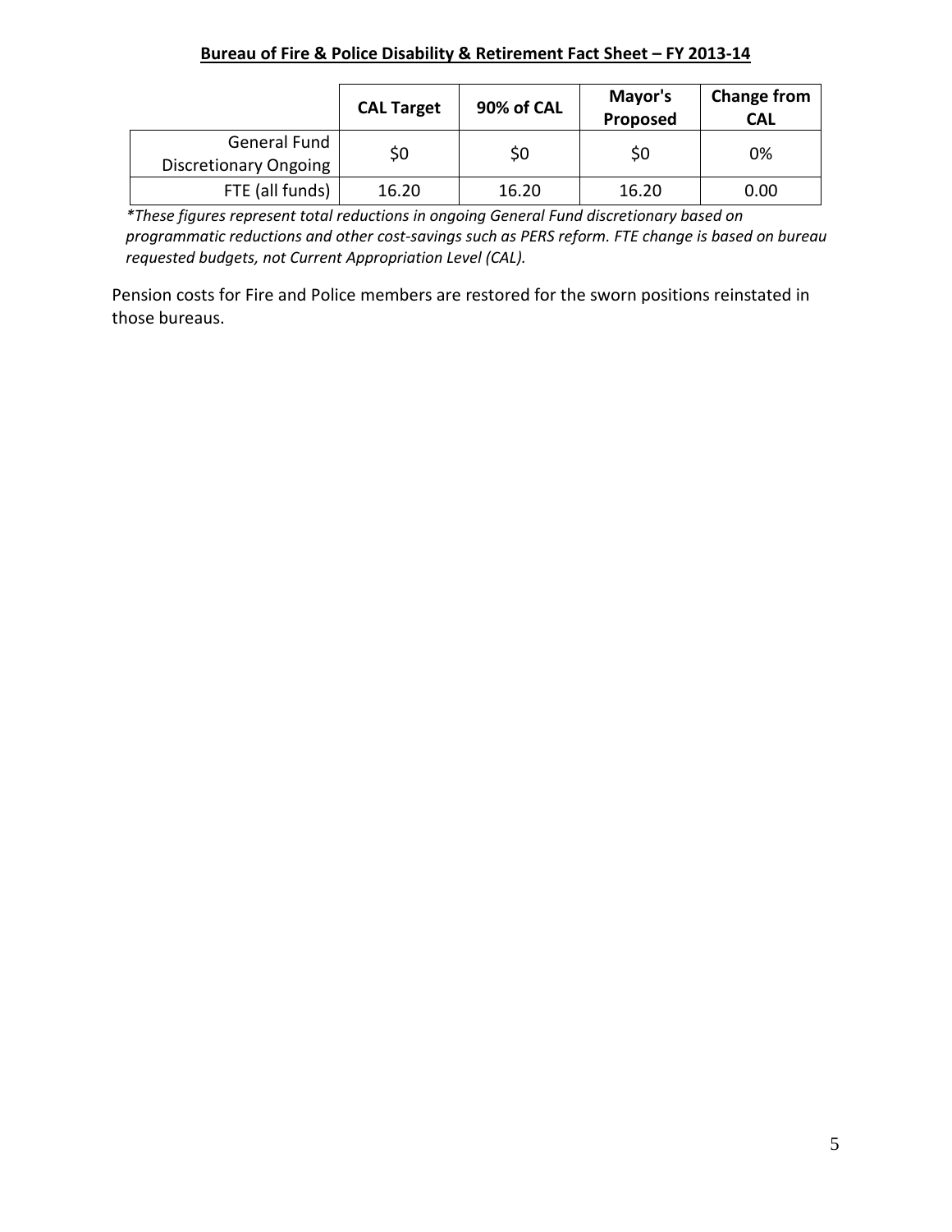**Bureau of Fire & Police Disability & Retirement Fact Sheet – FY 2013-14**

| | CAL Target | 90% of CAL | Mayor's Proposed | Change from CAL |
|---|---|---|---|---|
| General Fund Discretionary Ongoing | $0 | $0 | $0 | 0% |
| FTE (all funds) | 16.20 | 16.20 | 16.20 | 0.00 |

*\*These figures represent total reductions in ongoing General Fund discretionary based on programmatic reductions and other cost-savings such as PERS reform. FTE change is based on bureau requested budgets, not Current Appropriation Level (CAL).*

Pension costs for Fire and Police members are restored for the sworn positions reinstated in those bureaus.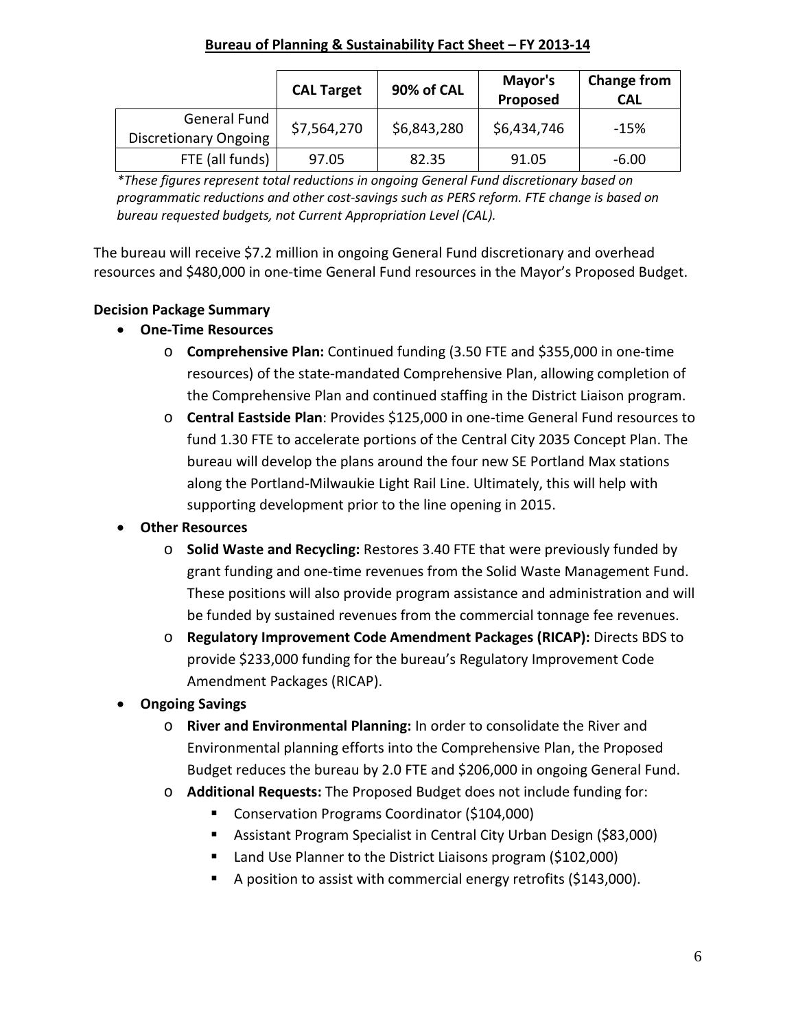## Bureau of Planning & Sustainability Fact Sheet – FY 2013-14

| | CAL Target | 90% of CAL | Mayor's Proposed | Change from CAL |
|---|---|---|---|---|
| General Fund Discretionary Ongoing | $7,564,270 | $6,843,280 | $6,434,746 | -15% |
| FTE (all funds) | 97.05 | 82.35 | 91.05 | -6.00 |

*\*These figures represent total reductions in ongoing General Fund discretionary based on programmatic reductions and other cost-savings such as PERS reform. FTE change is based on bureau requested budgets, not Current Appropriation Level (CAL).*

The bureau will receive $7.2 million in ongoing General Fund discretionary and overhead resources and $480,000 in one-time General Fund resources in the Mayor's Proposed Budget.

**Decision Package Summary**

- **One-Time Resources**
  - **Comprehensive Plan:** Continued funding (3.50 FTE and $355,000 in one-time resources) of the state-mandated Comprehensive Plan, allowing completion of the Comprehensive Plan and continued staffing in the District Liaison program.
  - **Central Eastside Plan**: Provides $125,000 in one-time General Fund resources to fund 1.30 FTE to accelerate portions of the Central City 2035 Concept Plan. The bureau will develop the plans around the four new SE Portland Max stations along the Portland-Milwaukie Light Rail Line. Ultimately, this will help with supporting development prior to the line opening in 2015.
- **Other Resources**
  - **Solid Waste and Recycling:** Restores 3.40 FTE that were previously funded by grant funding and one-time revenues from the Solid Waste Management Fund. These positions will also provide program assistance and administration and will be funded by sustained revenues from the commercial tonnage fee revenues.
  - **Regulatory Improvement Code Amendment Packages (RICAP):** Directs BDS to provide $233,000 funding for the bureau's Regulatory Improvement Code Amendment Packages (RICAP).
- **Ongoing Savings**
  - **River and Environmental Planning:** In order to consolidate the River and Environmental planning efforts into the Comprehensive Plan, the Proposed Budget reduces the bureau by 2.0 FTE and $206,000 in ongoing General Fund.
  - **Additional Requests:** The Proposed Budget does not include funding for:
    - Conservation Programs Coordinator ($104,000)
    - Assistant Program Specialist in Central City Urban Design ($83,000)
    - Land Use Planner to the District Liaisons program ($102,000)
    - A position to assist with commercial energy retrofits ($143,000).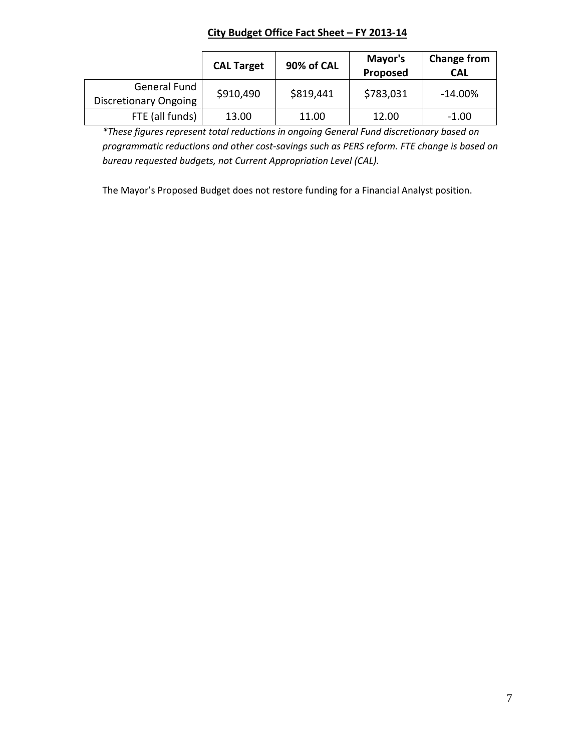## City Budget Office Fact Sheet – FY 2013-14

| | CAL Target | 90% of CAL | Mayor's Proposed | Change from CAL |
|---|---|---|---|---|
| General Fund Discretionary Ongoing | $910,490 | $819,441 | $783,031 | -14.00% |
| FTE (all funds) | 13.00 | 11.00 | 12.00 | -1.00 |

*\*These figures represent total reductions in ongoing General Fund discretionary based on programmatic reductions and other cost-savings such as PERS reform. FTE change is based on bureau requested budgets, not Current Appropriation Level (CAL).*

The Mayor's Proposed Budget does not restore funding for a Financial Analyst position.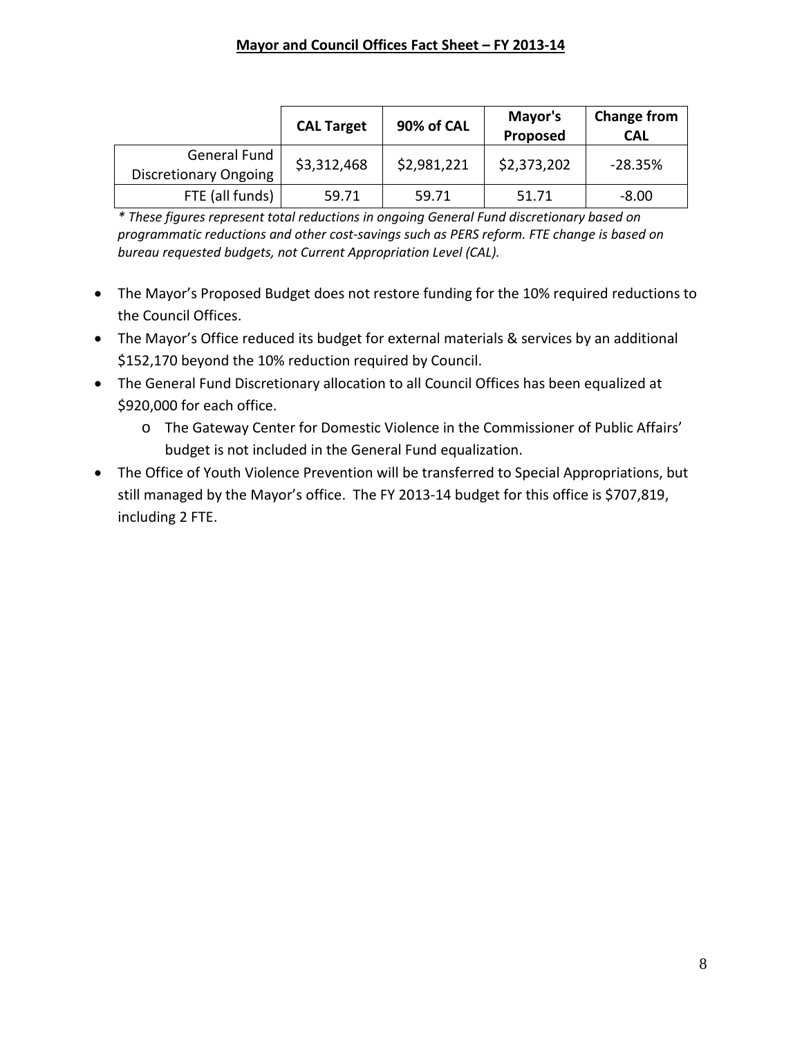## **Mayor and Council Offices Fact Sheet – FY 2013-14**

| | CAL Target | 90% of CAL | Mayor's Proposed | Change from CAL |
|---|---|---|---|---|
| General Fund Discretionary Ongoing | $3,312,468 | $2,981,221 | $2,373,202 | -28.35% |
| FTE (all funds) | 59.71 | 59.71 | 51.71 | -8.00 |

*\* These figures represent total reductions in ongoing General Fund discretionary based on programmatic reductions and other cost-savings such as PERS reform. FTE change is based on bureau requested budgets, not Current Appropriation Level (CAL).*

- The Mayor's Proposed Budget does not restore funding for the 10% required reductions to the Council Offices.
- The Mayor's Office reduced its budget for external materials & services by an additional $152,170 beyond the 10% reduction required by Council.
- The General Fund Discretionary allocation to all Council Offices has been equalized at $920,000 for each office.
  - The Gateway Center for Domestic Violence in the Commissioner of Public Affairs' budget is not included in the General Fund equalization.
- The Office of Youth Violence Prevention will be transferred to Special Appropriations, but still managed by the Mayor's office. The FY 2013-14 budget for this office is $707,819, including 2 FTE.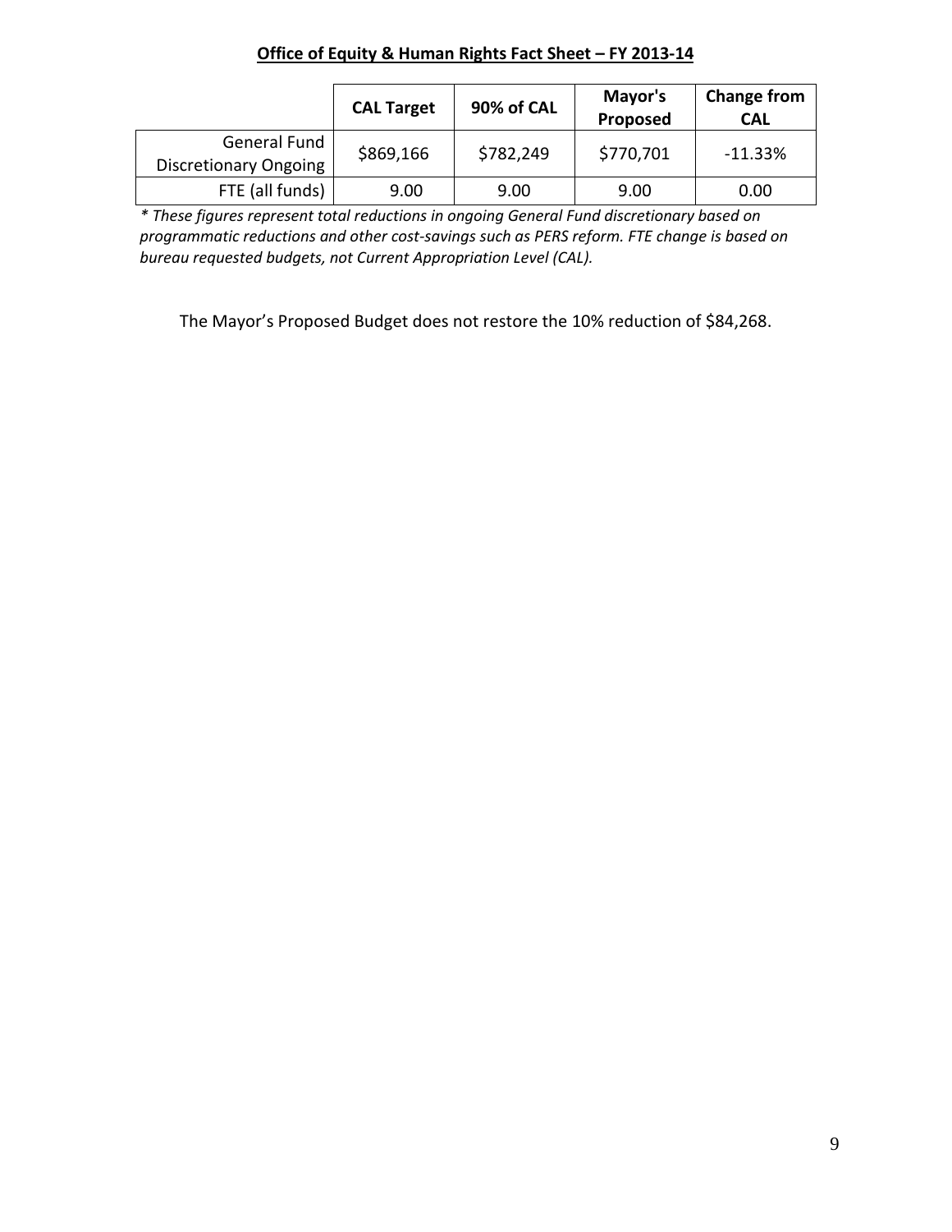## **Office of Equity & Human Rights Fact Sheet – FY 2013-14**

| | CAL Target | 90% of CAL | Mayor's Proposed | Change from CAL |
|---|---|---|---|---|
| General Fund Discretionary Ongoing | $869,166 | $782,249 | $770,701 | -11.33% |
| FTE (all funds) | 9.00 | 9.00 | 9.00 | 0.00 |

*\* These figures represent total reductions in ongoing General Fund discretionary based on programmatic reductions and other cost-savings such as PERS reform. FTE change is based on bureau requested budgets, not Current Appropriation Level (CAL).*

The Mayor's Proposed Budget does not restore the 10% reduction of $84,268.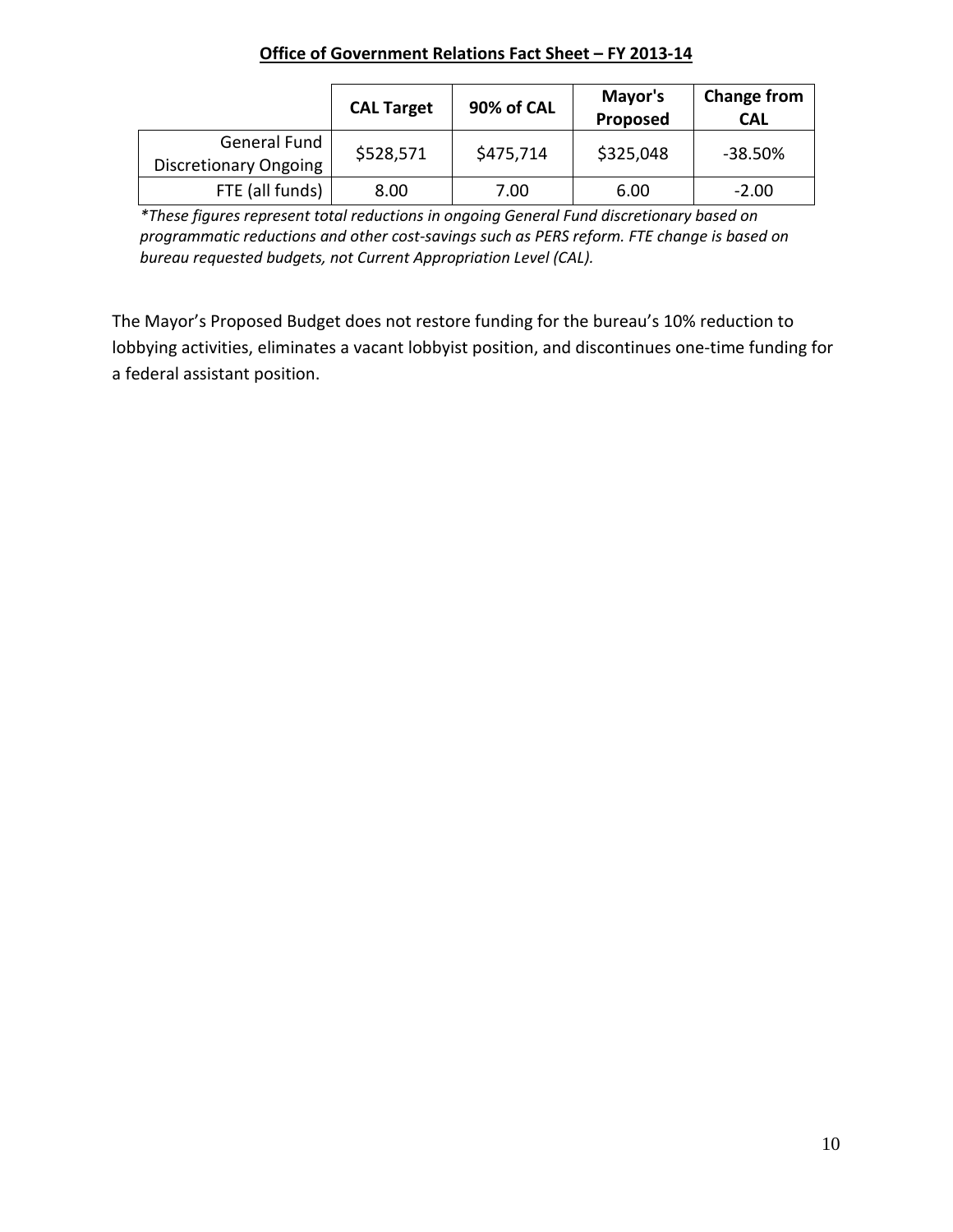**Office of Government Relations Fact Sheet – FY 2013-14**

| | CAL Target | 90% of CAL | Mayor's Proposed | Change from CAL |
|---|---|---|---|---|
| General Fund Discretionary Ongoing | \$528,571 | \$475,714 | \$325,048 | -38.50% |
| FTE (all funds) | 8.00 | 7.00 | 6.00 | -2.00 |

**These figures represent total reductions in ongoing General Fund discretionary based on programmatic reductions and other cost-savings such as PERS reform. FTE change is based on bureau requested budgets, not Current Appropriation Level (CAL).*

The Mayor's Proposed Budget does not restore funding for the bureau's 10% reduction to lobbying activities, eliminates a vacant lobbyist position, and discontinues one-time funding for a federal assistant position.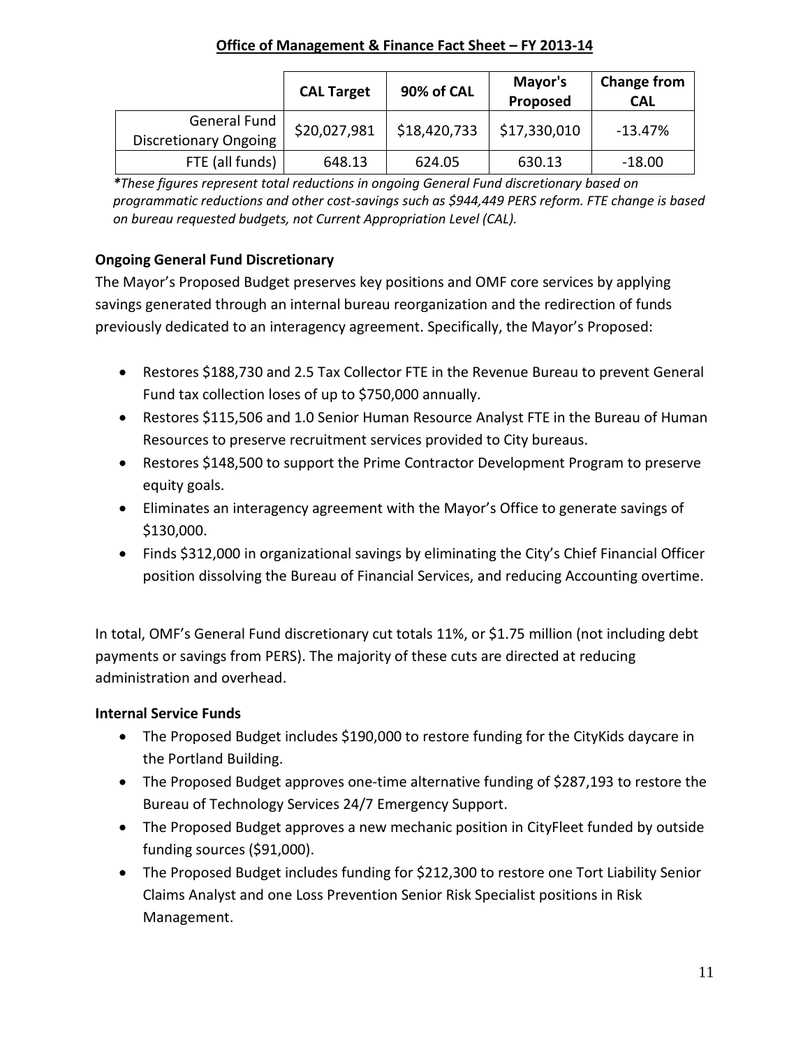## Office of Management & Finance Fact Sheet – FY 2013-14

| | CAL Target | 90% of CAL | Mayor's Proposed | Change from CAL |
|---|---|---|---|---|
| General Fund Discretionary Ongoing | $20,027,981 | $18,420,733 | $17,330,010 | -13.47% |
| FTE (all funds) | 648.13 | 624.05 | 630.13 | -18.00 |

*\*These figures represent total reductions in ongoing General Fund discretionary based on programmatic reductions and other cost-savings such as $944,449 PERS reform. FTE change is based on bureau requested budgets, not Current Appropriation Level (CAL).*

### Ongoing General Fund Discretionary

The Mayor's Proposed Budget preserves key positions and OMF core services by applying savings generated through an internal bureau reorganization and the redirection of funds previously dedicated to an interagency agreement. Specifically, the Mayor's Proposed:

- Restores $188,730 and 2.5 Tax Collector FTE in the Revenue Bureau to prevent General Fund tax collection loses of up to $750,000 annually.
- Restores $115,506 and 1.0 Senior Human Resource Analyst FTE in the Bureau of Human Resources to preserve recruitment services provided to City bureaus.
- Restores $148,500 to support the Prime Contractor Development Program to preserve equity goals.
- Eliminates an interagency agreement with the Mayor's Office to generate savings of $130,000.
- Finds $312,000 in organizational savings by eliminating the City's Chief Financial Officer position dissolving the Bureau of Financial Services, and reducing Accounting overtime.

In total, OMF's General Fund discretionary cut totals 11%, or $1.75 million (not including debt payments or savings from PERS). The majority of these cuts are directed at reducing administration and overhead.

### Internal Service Funds

- The Proposed Budget includes $190,000 to restore funding for the CityKids daycare in the Portland Building.
- The Proposed Budget approves one-time alternative funding of $287,193 to restore the Bureau of Technology Services 24/7 Emergency Support.
- The Proposed Budget approves a new mechanic position in CityFleet funded by outside funding sources ($91,000).
- The Proposed Budget includes funding for $212,300 to restore one Tort Liability Senior Claims Analyst and one Loss Prevention Senior Risk Specialist positions in Risk Management.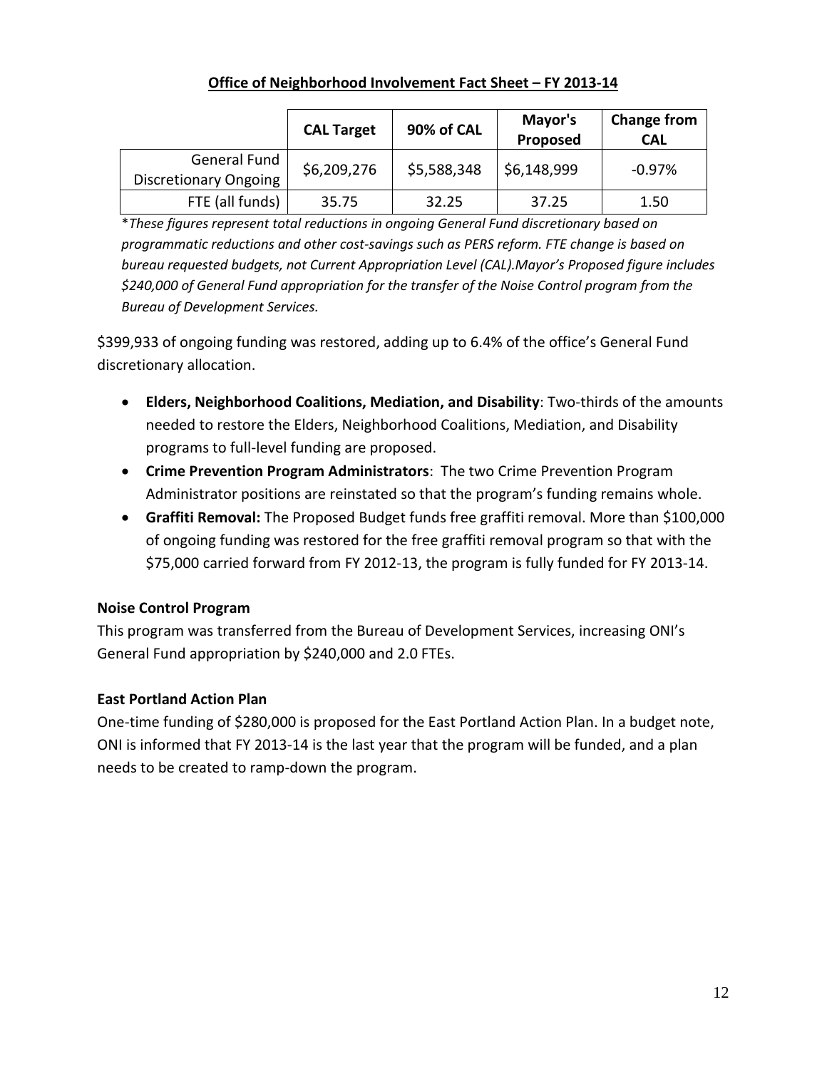## Office of Neighborhood Involvement Fact Sheet – FY 2013-14

| | CAL Target | 90% of CAL | Mayor's Proposed | Change from CAL |
|---|---|---|---|---|
| General Fund Discretionary Ongoing | $6,209,276 | $5,588,348 | $6,148,999 | -0.97% |
| FTE (all funds) | 35.75 | 32.25 | 37.25 | 1.50 |

**These figures represent total reductions in ongoing General Fund discretionary based on programmatic reductions and other cost-savings such as PERS reform. FTE change is based on bureau requested budgets, not Current Appropriation Level (CAL).Mayor's Proposed figure includes $240,000 of General Fund appropriation for the transfer of the Noise Control program from the Bureau of Development Services.*

$399,933 of ongoing funding was restored, adding up to 6.4% of the office's General Fund discretionary allocation.

- **Elders, Neighborhood Coalitions, Mediation, and Disability**: Two-thirds of the amounts needed to restore the Elders, Neighborhood Coalitions, Mediation, and Disability programs to full-level funding are proposed.
- **Crime Prevention Program Administrators**: The two Crime Prevention Program Administrator positions are reinstated so that the program's funding remains whole.
- **Graffiti Removal:** The Proposed Budget funds free graffiti removal. More than $100,000 of ongoing funding was restored for the free graffiti removal program so that with the $75,000 carried forward from FY 2012-13, the program is fully funded for FY 2013-14.

**Noise Control Program**

This program was transferred from the Bureau of Development Services, increasing ONI's General Fund appropriation by $240,000 and 2.0 FTEs.

**East Portland Action Plan**

One-time funding of $280,000 is proposed for the East Portland Action Plan. In a budget note, ONI is informed that FY 2013-14 is the last year that the program will be funded, and a plan needs to be created to ramp-down the program.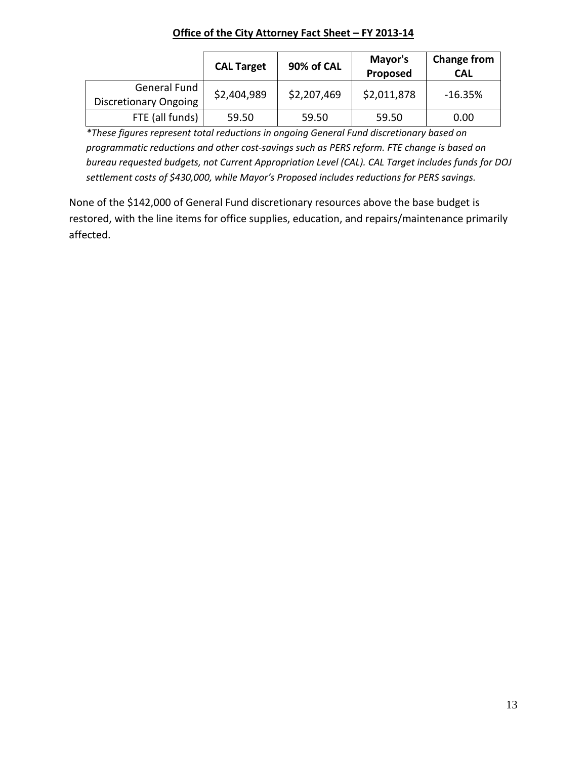**Office of the City Attorney Fact Sheet – FY 2013-14**

| | CAL Target | 90% of CAL | Mayor's Proposed | Change from CAL |
|---|---|---|---|---|
| General Fund Discretionary Ongoing | $2,404,989 | $2,207,469 | $2,011,878 | -16.35% |
| FTE (all funds) | 59.50 | 59.50 | 59.50 | 0.00 |

*\*These figures represent total reductions in ongoing General Fund discretionary based on programmatic reductions and other cost-savings such as PERS reform. FTE change is based on bureau requested budgets, not Current Appropriation Level (CAL). CAL Target includes funds for DOJ settlement costs of $430,000, while Mayor's Proposed includes reductions for PERS savings.*

None of the $142,000 of General Fund discretionary resources above the base budget is restored, with the line items for office supplies, education, and repairs/maintenance primarily affected.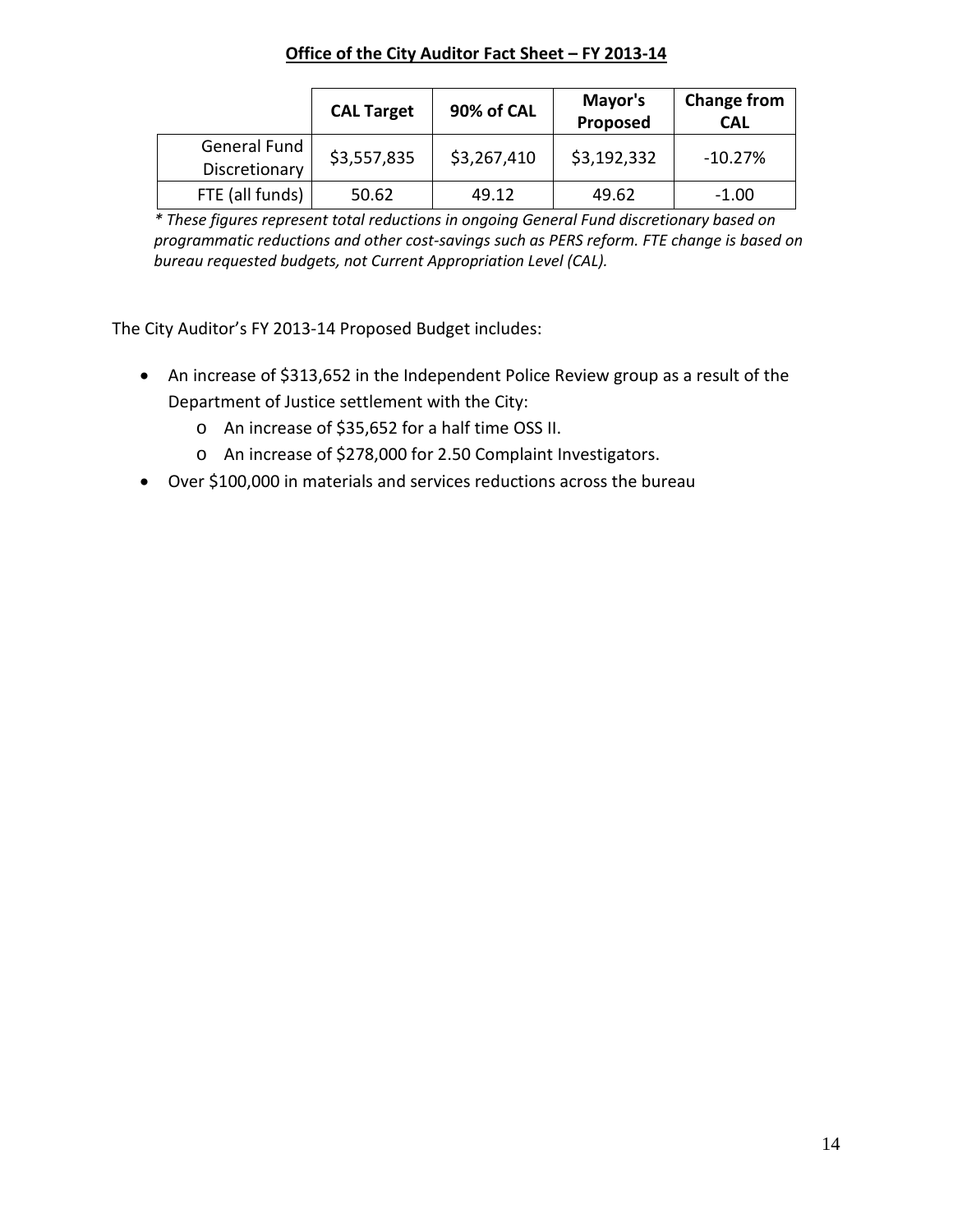**Office of the City Auditor Fact Sheet – FY 2013-14**

| | CAL Target | 90% of CAL | Mayor's Proposed | Change from CAL |
|---|---|---|---|---|
| General Fund Discretionary | $3,557,835 | $3,267,410 | $3,192,332 | -10.27% |
| FTE (all funds) | 50.62 | 49.12 | 49.62 | -1.00 |

*\* These figures represent total reductions in ongoing General Fund discretionary based on programmatic reductions and other cost-savings such as PERS reform. FTE change is based on bureau requested budgets, not Current Appropriation Level (CAL).*

The City Auditor's FY 2013-14 Proposed Budget includes:

- An increase of $313,652 in the Independent Police Review group as a result of the Department of Justice settlement with the City:
  - An increase of $35,652 for a half time OSS II.
  - An increase of $278,000 for 2.50 Complaint Investigators.
- Over $100,000 in materials and services reductions across the bureau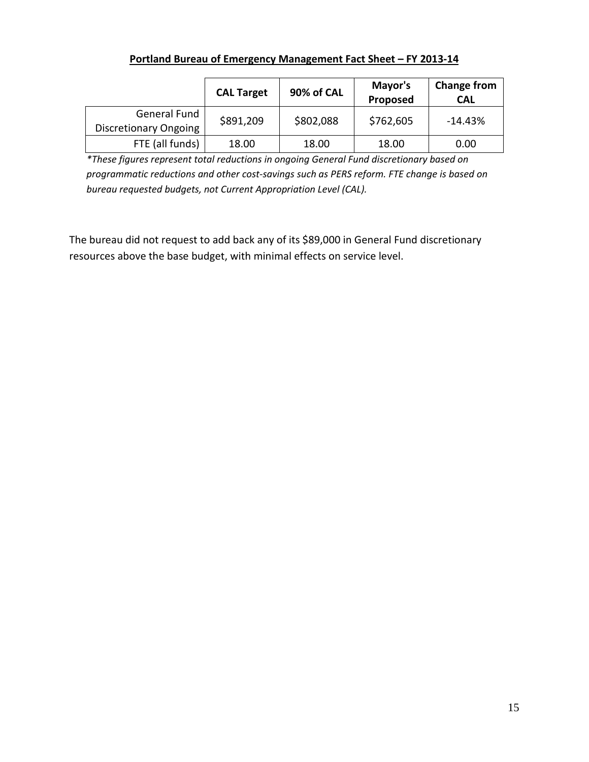**Portland Bureau of Emergency Management Fact Sheet – FY 2013-14**

| | CAL Target | 90% of CAL | Mayor's Proposed | Change from CAL |
|---|---|---|---|---|
| General Fund Discretionary Ongoing | $891,209 | $802,088 | $762,605 | -14.43% |
| FTE (all funds) | 18.00 | 18.00 | 18.00 | 0.00 |

*\*These figures represent total reductions in ongoing General Fund discretionary based on programmatic reductions and other cost-savings such as PERS reform. FTE change is based on bureau requested budgets, not Current Appropriation Level (CAL).*

The bureau did not request to add back any of its $89,000 in General Fund discretionary resources above the base budget, with minimal effects on service level.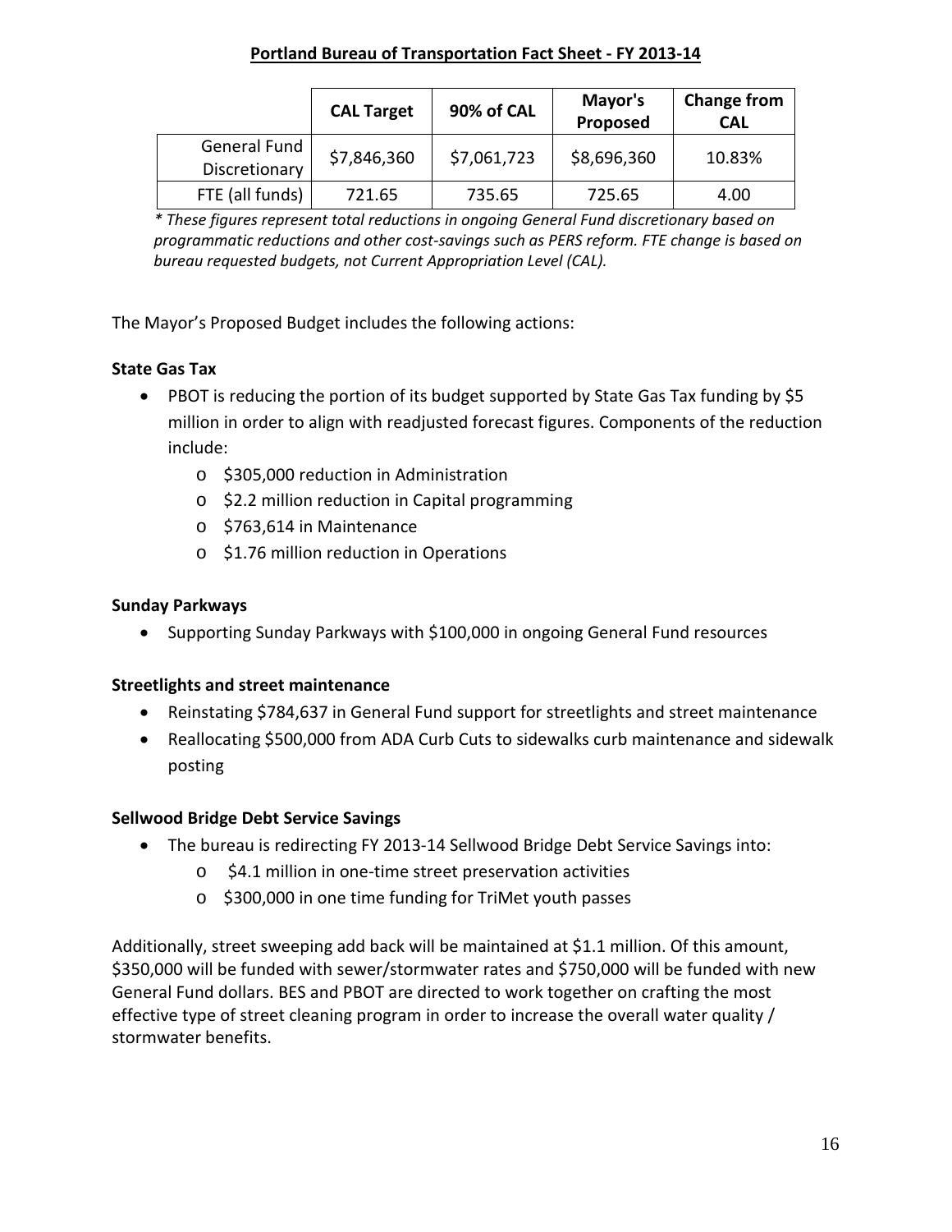**Portland Bureau of Transportation Fact Sheet - FY 2013-14**

| | CAL Target | 90% of CAL | Mayor's Proposed | Change from CAL |
|---|---|---|---|---|
| General Fund Discretionary | $7,846,360 | $7,061,723 | $8,696,360 | 10.83% |
| FTE (all funds) | 721.65 | 735.65 | 725.65 | 4.00 |

*\* These figures represent total reductions in ongoing General Fund discretionary based on programmatic reductions and other cost-savings such as PERS reform. FTE change is based on bureau requested budgets, not Current Appropriation Level (CAL).*

The Mayor's Proposed Budget includes the following actions:

**State Gas Tax**

- PBOT is reducing the portion of its budget supported by State Gas Tax funding by $5 million in order to align with readjusted forecast figures. Components of the reduction include:
  - $305,000 reduction in Administration
  - $2.2 million reduction in Capital programming
  - $763,614 in Maintenance
  - $1.76 million reduction in Operations

**Sunday Parkways**

- Supporting Sunday Parkways with $100,000 in ongoing General Fund resources

**Streetlights and street maintenance**

- Reinstating $784,637 in General Fund support for streetlights and street maintenance
- Reallocating $500,000 from ADA Curb Cuts to sidewalks curb maintenance and sidewalk posting

**Sellwood Bridge Debt Service Savings**

- The bureau is redirecting FY 2013-14 Sellwood Bridge Debt Service Savings into:
  - $4.1 million in one-time street preservation activities
  - $300,000 in one time funding for TriMet youth passes

Additionally, street sweeping add back will be maintained at $1.1 million. Of this amount, $350,000 will be funded with sewer/stormwater rates and $750,000 will be funded with new General Fund dollars. BES and PBOT are directed to work together on crafting the most effective type of street cleaning program in order to increase the overall water quality / stormwater benefits.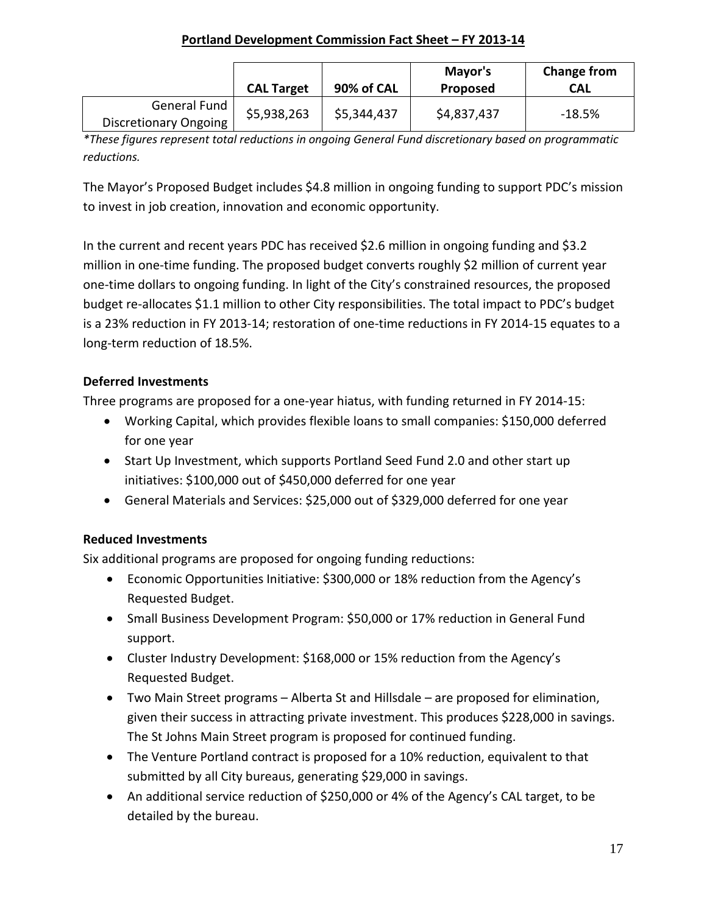## Portland Development Commission Fact Sheet – FY 2013-14

| | CAL Target | 90% of CAL | Mayor's Proposed | Change from CAL |
|---|---|---|---|---|
| General Fund Discretionary Ongoing | $5,938,263 | $5,344,437 | $4,837,437 | -18.5% |

*\*These figures represent total reductions in ongoing General Fund discretionary based on programmatic reductions.*

The Mayor's Proposed Budget includes $4.8 million in ongoing funding to support PDC's mission to invest in job creation, innovation and economic opportunity.

In the current and recent years PDC has received $2.6 million in ongoing funding and $3.2 million in one-time funding. The proposed budget converts roughly $2 million of current year one-time dollars to ongoing funding. In light of the City's constrained resources, the proposed budget re-allocates $1.1 million to other City responsibilities. The total impact to PDC's budget is a 23% reduction in FY 2013-14; restoration of one-time reductions in FY 2014-15 equates to a long-term reduction of 18.5%.

**Deferred Investments**

Three programs are proposed for a one-year hiatus, with funding returned in FY 2014-15:

- Working Capital, which provides flexible loans to small companies: $150,000 deferred for one year
- Start Up Investment, which supports Portland Seed Fund 2.0 and other start up initiatives: $100,000 out of $450,000 deferred for one year
- General Materials and Services: $25,000 out of $329,000 deferred for one year

**Reduced Investments**

Six additional programs are proposed for ongoing funding reductions:

- Economic Opportunities Initiative: $300,000 or 18% reduction from the Agency's Requested Budget.
- Small Business Development Program: $50,000 or 17% reduction in General Fund support.
- Cluster Industry Development: $168,000 or 15% reduction from the Agency's Requested Budget.
- Two Main Street programs – Alberta St and Hillsdale – are proposed for elimination, given their success in attracting private investment. This produces $228,000 in savings. The St Johns Main Street program is proposed for continued funding.
- The Venture Portland contract is proposed for a 10% reduction, equivalent to that submitted by all City bureaus, generating $29,000 in savings.
- An additional service reduction of $250,000 or 4% of the Agency's CAL target, to be detailed by the bureau.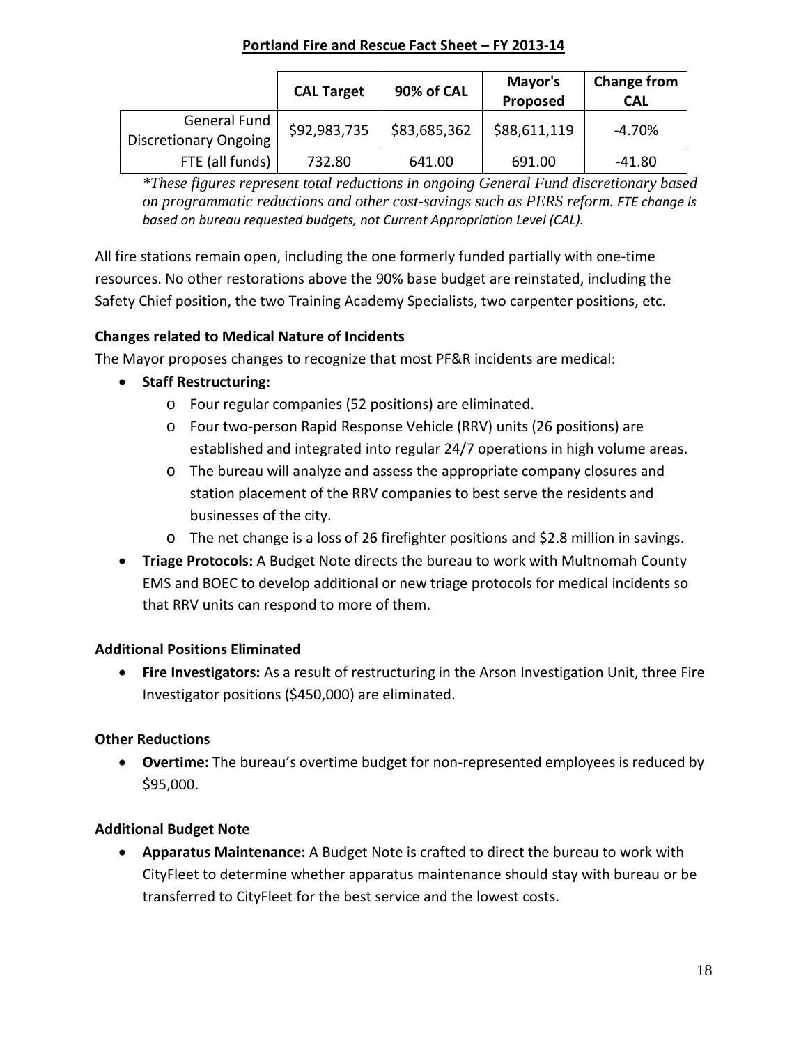**Portland Fire and Rescue Fact Sheet – FY 2013-14**

| | CAL Target | 90% of CAL | Mayor's Proposed | Change from CAL |
|---|---|---|---|---|
| General Fund Discretionary Ongoing | $92,983,735 | $83,685,362 | $88,611,119 | -4.70% |
| FTE (all funds) | 732.80 | 641.00 | 691.00 | -41.80 |

*\*These figures represent total reductions in ongoing General Fund discretionary based on programmatic reductions and other cost-savings such as PERS reform. FTE change is based on bureau requested budgets, not Current Appropriation Level (CAL).*

All fire stations remain open, including the one formerly funded partially with one-time resources. No other restorations above the 90% base budget are reinstated, including the Safety Chief position, the two Training Academy Specialists, two carpenter positions, etc.

**Changes related to Medical Nature of Incidents**

The Mayor proposes changes to recognize that most PF&R incidents are medical:

- **Staff Restructuring:**
  - Four regular companies (52 positions) are eliminated.
  - Four two-person Rapid Response Vehicle (RRV) units (26 positions) are established and integrated into regular 24/7 operations in high volume areas.
  - The bureau will analyze and assess the appropriate company closures and station placement of the RRV companies to best serve the residents and businesses of the city.
  - The net change is a loss of 26 firefighter positions and $2.8 million in savings.
- **Triage Protocols:** A Budget Note directs the bureau to work with Multnomah County EMS and BOEC to develop additional or new triage protocols for medical incidents so that RRV units can respond to more of them.

**Additional Positions Eliminated**

- **Fire Investigators:** As a result of restructuring in the Arson Investigation Unit, three Fire Investigator positions ($450,000) are eliminated.

**Other Reductions**

- **Overtime:** The bureau's overtime budget for non-represented employees is reduced by $95,000.

**Additional Budget Note**

- **Apparatus Maintenance:** A Budget Note is crafted to direct the bureau to work with CityFleet to determine whether apparatus maintenance should stay with bureau or be transferred to CityFleet for the best service and the lowest costs.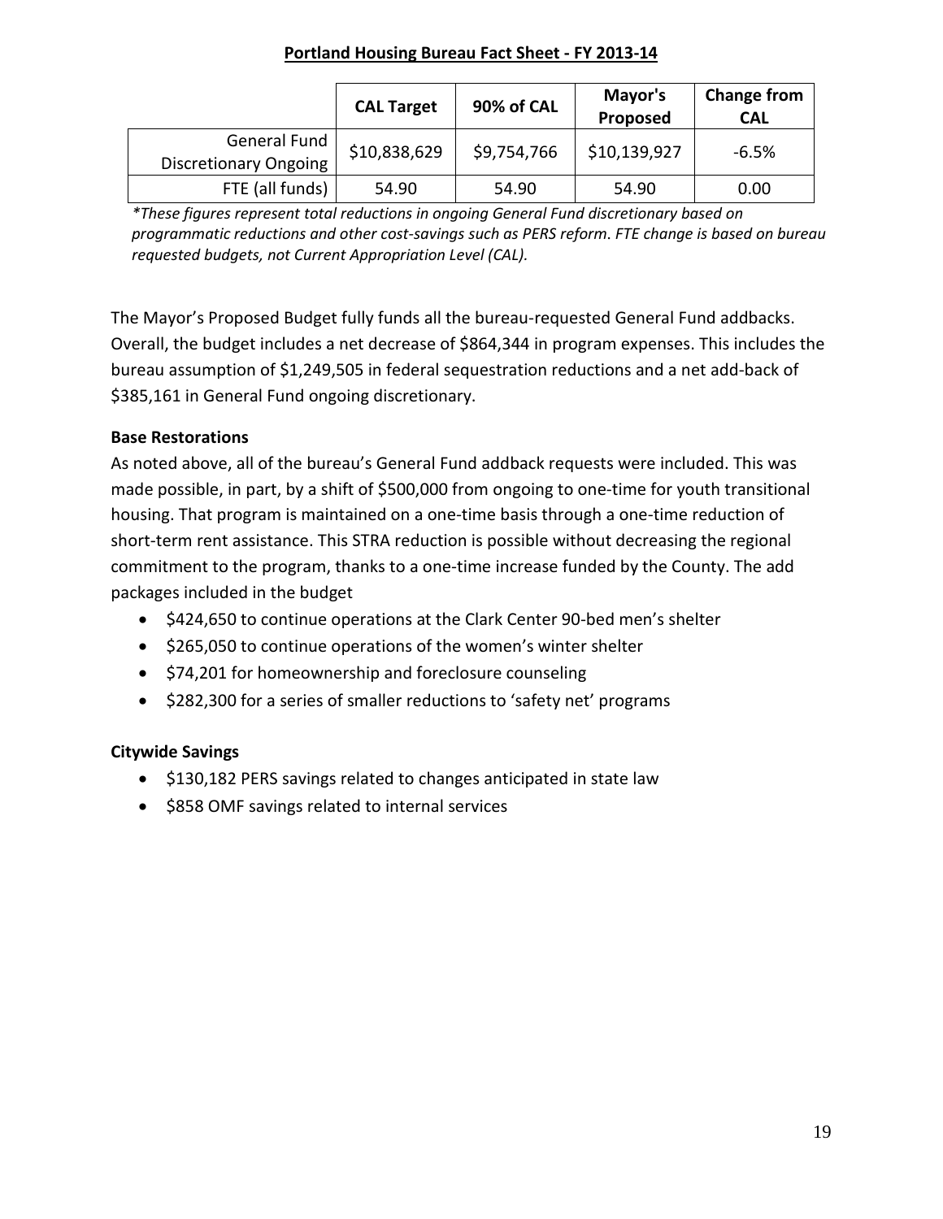**Portland Housing Bureau Fact Sheet - FY 2013-14**

| | CAL Target | 90% of CAL | Mayor's Proposed | Change from CAL |
|---|---|---|---|---|
| General Fund Discretionary Ongoing | $10,838,629 | $9,754,766 | $10,139,927 | -6.5% |
| FTE (all funds) | 54.90 | 54.90 | 54.90 | 0.00 |

*\*These figures represent total reductions in ongoing General Fund discretionary based on programmatic reductions and other cost-savings such as PERS reform. FTE change is based on bureau requested budgets, not Current Appropriation Level (CAL).*

The Mayor's Proposed Budget fully funds all the bureau-requested General Fund addbacks. Overall, the budget includes a net decrease of $864,344 in program expenses. This includes the bureau assumption of $1,249,505 in federal sequestration reductions and a net add-back of $385,161 in General Fund ongoing discretionary.

**Base Restorations**

As noted above, all of the bureau's General Fund addback requests were included. This was made possible, in part, by a shift of $500,000 from ongoing to one-time for youth transitional housing. That program is maintained on a one-time basis through a one-time reduction of short-term rent assistance. This STRA reduction is possible without decreasing the regional commitment to the program, thanks to a one-time increase funded by the County. The add packages included in the budget

- $424,650 to continue operations at the Clark Center 90-bed men's shelter
- $265,050 to continue operations of the women's winter shelter
- $74,201 for homeownership and foreclosure counseling
- $282,300 for a series of smaller reductions to 'safety net' programs

**Citywide Savings**

- $130,182 PERS savings related to changes anticipated in state law
- $858 OMF savings related to internal services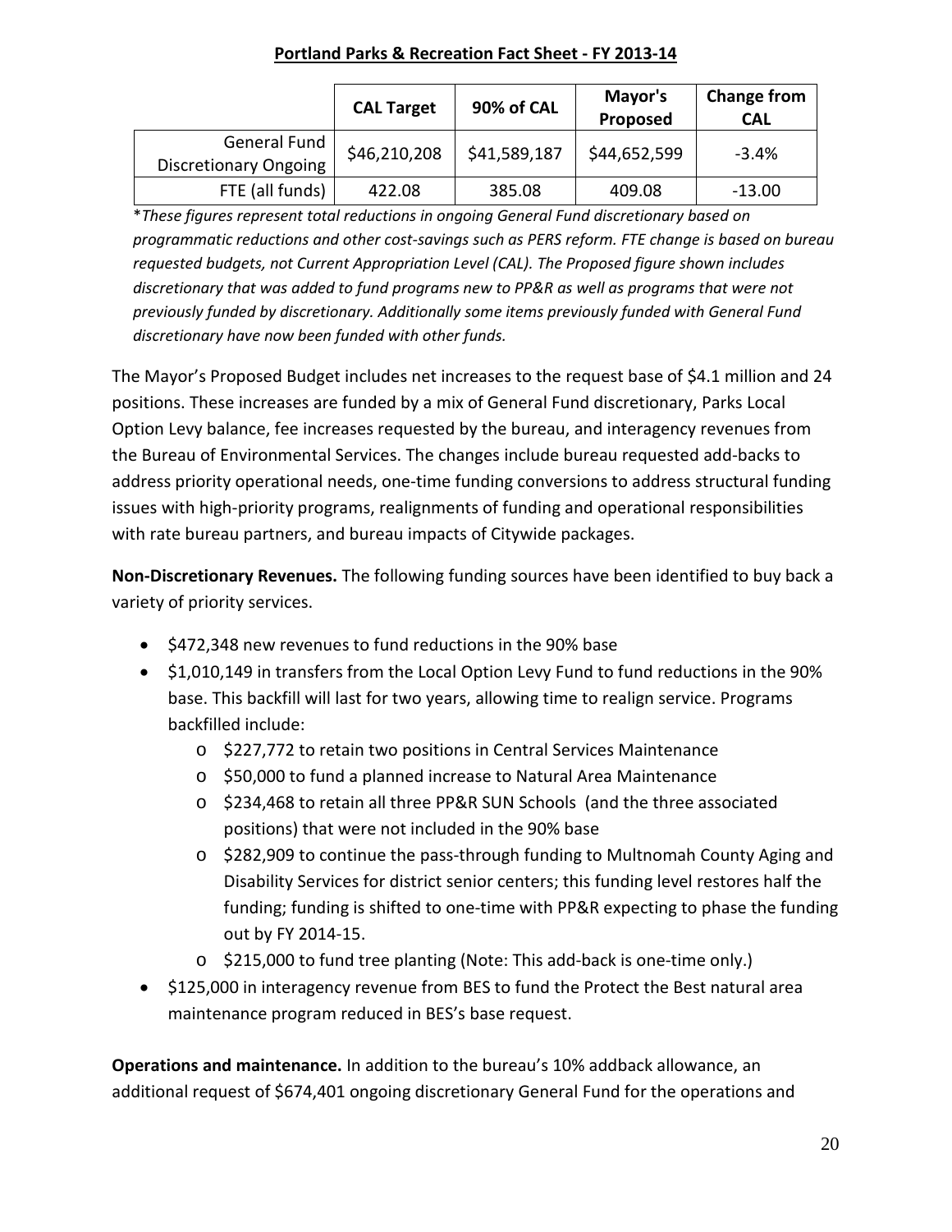**Portland Parks & Recreation Fact Sheet - FY 2013-14**

| | CAL Target | 90% of CAL | Mayor's Proposed | Change from CAL |
|---|---|---|---|---|
| General Fund Discretionary Ongoing | $46,210,208 | $41,589,187 | $44,652,599 | -3.4% |
| FTE (all funds) | 422.08 | 385.08 | 409.08 | -13.00 |

*\*These figures represent total reductions in ongoing General Fund discretionary based on programmatic reductions and other cost-savings such as PERS reform. FTE change is based on bureau requested budgets, not Current Appropriation Level (CAL). The Proposed figure shown includes discretionary that was added to fund programs new to PP&R as well as programs that were not previously funded by discretionary. Additionally some items previously funded with General Fund discretionary have now been funded with other funds.*

The Mayor's Proposed Budget includes net increases to the request base of $4.1 million and 24 positions. These increases are funded by a mix of General Fund discretionary, Parks Local Option Levy balance, fee increases requested by the bureau, and interagency revenues from the Bureau of Environmental Services. The changes include bureau requested add-backs to address priority operational needs, one-time funding conversions to address structural funding issues with high-priority programs, realignments of funding and operational responsibilities with rate bureau partners, and bureau impacts of Citywide packages.

**Non-Discretionary Revenues.** The following funding sources have been identified to buy back a variety of priority services.

- $472,348 new revenues to fund reductions in the 90% base
- $1,010,149 in transfers from the Local Option Levy Fund to fund reductions in the 90% base. This backfill will last for two years, allowing time to realign service. Programs backfilled include:
  - $227,772 to retain two positions in Central Services Maintenance
  - $50,000 to fund a planned increase to Natural Area Maintenance
  - $234,468 to retain all three PP&R SUN Schools (and the three associated positions) that were not included in the 90% base
  - $282,909 to continue the pass-through funding to Multnomah County Aging and Disability Services for district senior centers; this funding level restores half the funding; funding is shifted to one-time with PP&R expecting to phase the funding out by FY 2014-15.
  - $215,000 to fund tree planting (Note: This add-back is one-time only.)
- $125,000 in interagency revenue from BES to fund the Protect the Best natural area maintenance program reduced in BES's base request.

**Operations and maintenance.** In addition to the bureau's 10% addback allowance, an additional request of $674,401 ongoing discretionary General Fund for the operations and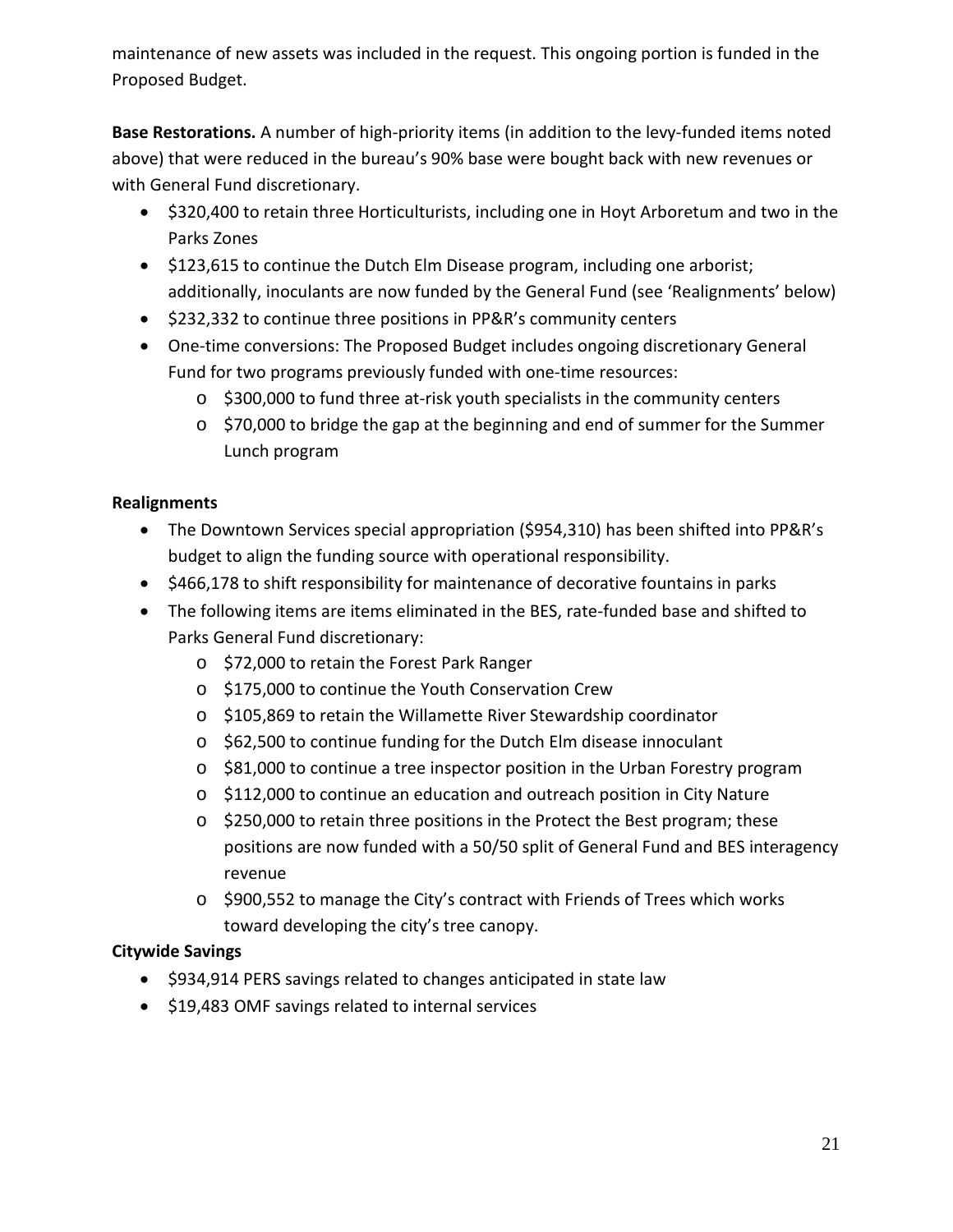maintenance of new assets was included in the request. This ongoing portion is funded in the Proposed Budget.

**Base Restorations.** A number of high-priority items (in addition to the levy-funded items noted above) that were reduced in the bureau's 90% base were bought back with new revenues or with General Fund discretionary.

- $320,400 to retain three Horticulturists, including one in Hoyt Arboretum and two in the Parks Zones
- $123,615 to continue the Dutch Elm Disease program, including one arborist; additionally, inoculants are now funded by the General Fund (see 'Realignments' below)
- $232,332 to continue three positions in PP&R's community centers
- One-time conversions: The Proposed Budget includes ongoing discretionary General Fund for two programs previously funded with one-time resources:
    - $300,000 to fund three at-risk youth specialists in the community centers
    - $70,000 to bridge the gap at the beginning and end of summer for the Summer Lunch program

**Realignments**

- The Downtown Services special appropriation ($954,310) has been shifted into PP&R's budget to align the funding source with operational responsibility.
- $466,178 to shift responsibility for maintenance of decorative fountains in parks
- The following items are items eliminated in the BES, rate-funded base and shifted to Parks General Fund discretionary:
    - $72,000 to retain the Forest Park Ranger
    - $175,000 to continue the Youth Conservation Crew
    - $105,869 to retain the Willamette River Stewardship coordinator
    - $62,500 to continue funding for the Dutch Elm disease innoculant
    - $81,000 to continue a tree inspector position in the Urban Forestry program
    - $112,000 to continue an education and outreach position in City Nature
    - $250,000 to retain three positions in the Protect the Best program; these positions are now funded with a 50/50 split of General Fund and BES interagency revenue
    - $900,552 to manage the City's contract with Friends of Trees which works toward developing the city's tree canopy.

**Citywide Savings**

- $934,914 PERS savings related to changes anticipated in state law
- $19,483 OMF savings related to internal services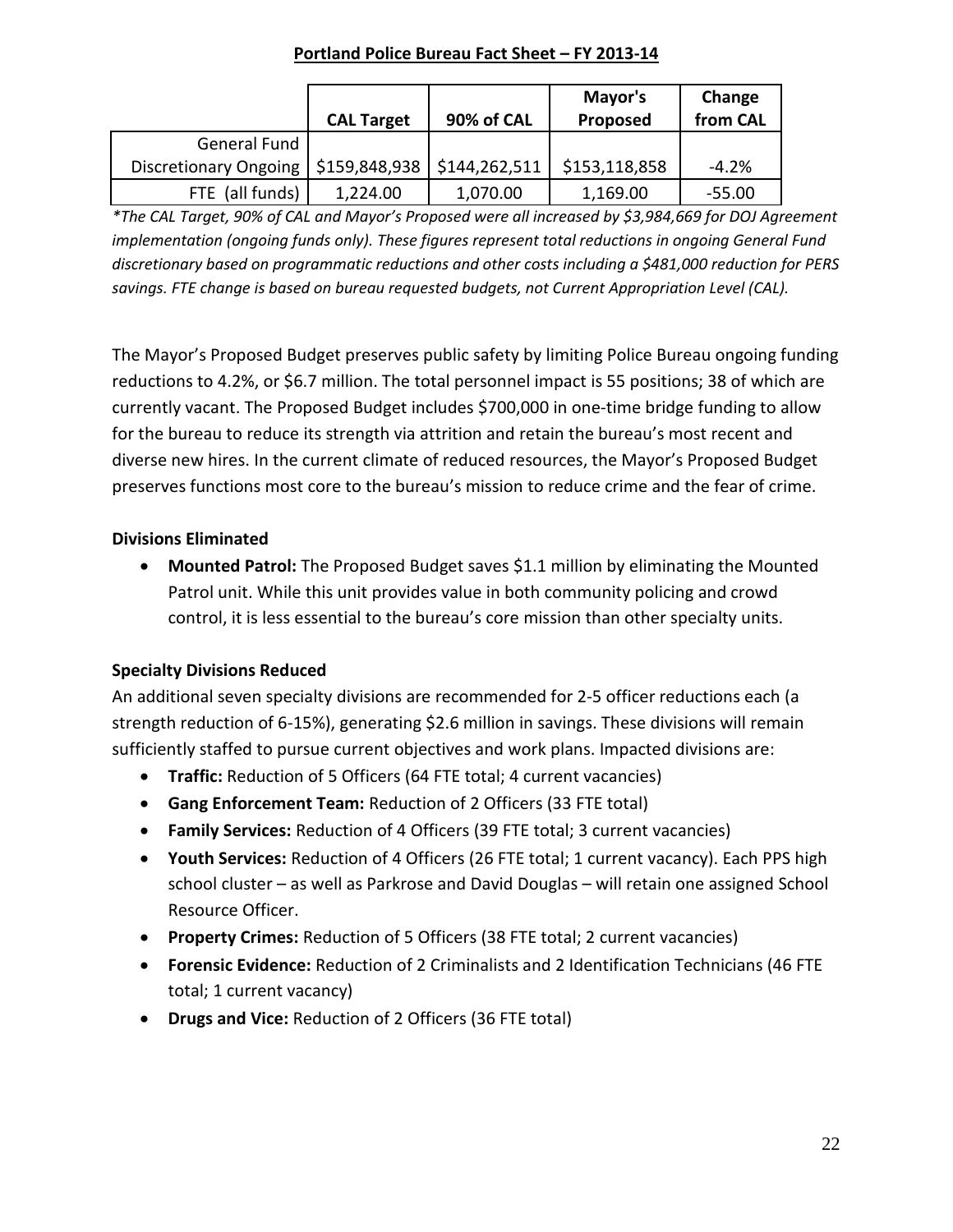## Portland Police Bureau Fact Sheet – FY 2013-14

| | CAL Target | 90% of CAL | Mayor's Proposed | Change from CAL |
|---|---|---|---|---|
| General Fund Discretionary Ongoing | $159,848,938 | $144,262,511 | $153,118,858 | -4.2% |
| FTE (all funds) | 1,224.00 | 1,070.00 | 1,169.00 | -55.00 |

*\*The CAL Target, 90% of CAL and Mayor's Proposed were all increased by $3,984,669 for DOJ Agreement implementation (ongoing funds only). These figures represent total reductions in ongoing General Fund discretionary based on programmatic reductions and other costs including a $481,000 reduction for PERS savings. FTE change is based on bureau requested budgets, not Current Appropriation Level (CAL).*

The Mayor's Proposed Budget preserves public safety by limiting Police Bureau ongoing funding reductions to 4.2%, or $6.7 million. The total personnel impact is 55 positions; 38 of which are currently vacant. The Proposed Budget includes $700,000 in one-time bridge funding to allow for the bureau to reduce its strength via attrition and retain the bureau's most recent and diverse new hires. In the current climate of reduced resources, the Mayor's Proposed Budget preserves functions most core to the bureau's mission to reduce crime and the fear of crime.

**Divisions Eliminated**

- **Mounted Patrol:** The Proposed Budget saves $1.1 million by eliminating the Mounted Patrol unit. While this unit provides value in both community policing and crowd control, it is less essential to the bureau's core mission than other specialty units.

**Specialty Divisions Reduced**

An additional seven specialty divisions are recommended for 2-5 officer reductions each (a strength reduction of 6-15%), generating $2.6 million in savings. These divisions will remain sufficiently staffed to pursue current objectives and work plans. Impacted divisions are:

- **Traffic:** Reduction of 5 Officers (64 FTE total; 4 current vacancies)
- **Gang Enforcement Team:** Reduction of 2 Officers (33 FTE total)
- **Family Services:** Reduction of 4 Officers (39 FTE total; 3 current vacancies)
- **Youth Services:** Reduction of 4 Officers (26 FTE total; 1 current vacancy). Each PPS high school cluster – as well as Parkrose and David Douglas – will retain one assigned School Resource Officer.
- **Property Crimes:** Reduction of 5 Officers (38 FTE total; 2 current vacancies)
- **Forensic Evidence:** Reduction of 2 Criminalists and 2 Identification Technicians (46 FTE total; 1 current vacancy)
- **Drugs and Vice:** Reduction of 2 Officers (36 FTE total)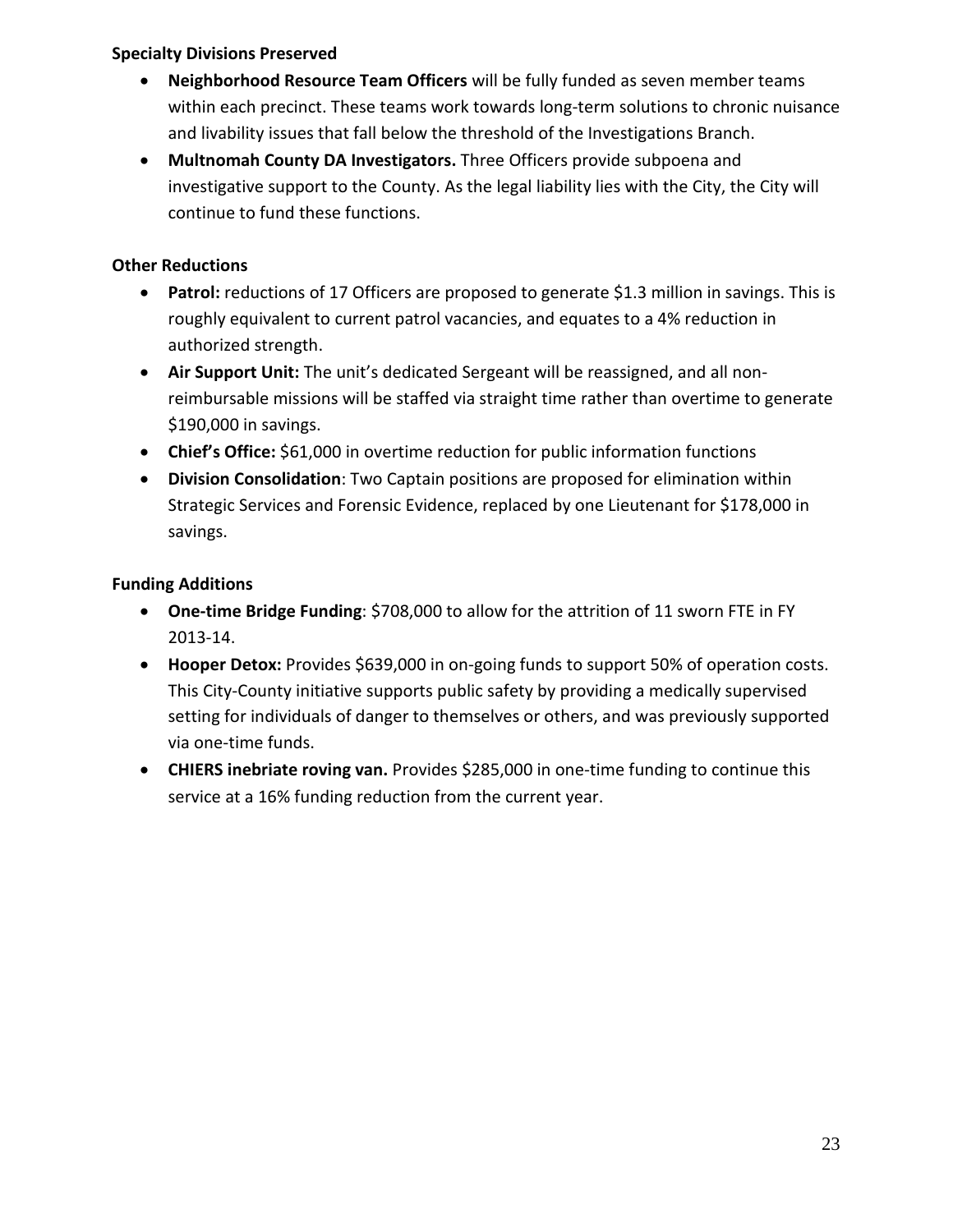**Specialty Divisions Preserved**

- **Neighborhood Resource Team Officers** will be fully funded as seven member teams within each precinct. These teams work towards long-term solutions to chronic nuisance and livability issues that fall below the threshold of the Investigations Branch.
- **Multnomah County DA Investigators.** Three Officers provide subpoena and investigative support to the County. As the legal liability lies with the City, the City will continue to fund these functions.

**Other Reductions**

- **Patrol:** reductions of 17 Officers are proposed to generate $1.3 million in savings. This is roughly equivalent to current patrol vacancies, and equates to a 4% reduction in authorized strength.
- **Air Support Unit:** The unit's dedicated Sergeant will be reassigned, and all non-reimbursable missions will be staffed via straight time rather than overtime to generate $190,000 in savings.
- **Chief's Office:** $61,000 in overtime reduction for public information functions
- **Division Consolidation**: Two Captain positions are proposed for elimination within Strategic Services and Forensic Evidence, replaced by one Lieutenant for $178,000 in savings.

**Funding Additions**

- **One-time Bridge Funding**: $708,000 to allow for the attrition of 11 sworn FTE in FY 2013-14.
- **Hooper Detox:** Provides $639,000 in on-going funds to support 50% of operation costs. This City-County initiative supports public safety by providing a medically supervised setting for individuals of danger to themselves or others, and was previously supported via one-time funds.
- **CHIERS inebriate roving van.** Provides $285,000 in one-time funding to continue this service at a 16% funding reduction from the current year.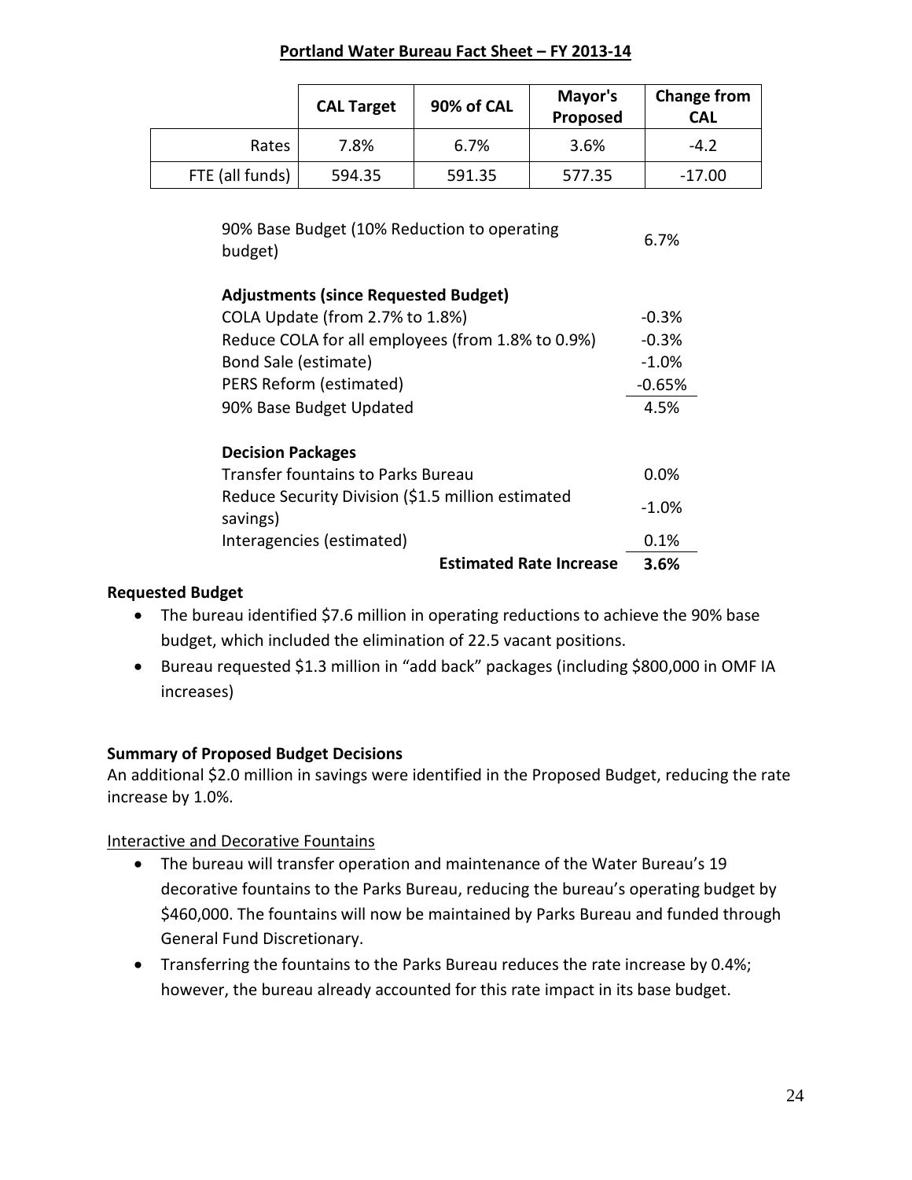## Portland Water Bureau Fact Sheet – FY 2013-14

| | CAL Target | 90% of CAL | Mayor's Proposed | Change from CAL |
|---|---|---|---|---|
| Rates | 7.8% | 6.7% | 3.6% | -4.2 |
| FTE (all funds) | 594.35 | 591.35 | 577.35 | -17.00 |

| | |
|---|---|
| 90% Base Budget (10% Reduction to operating budget) | 6.7% |
| **Adjustments (since Requested Budget)** | |
| COLA Update (from 2.7% to 1.8%) | -0.3% |
| Reduce COLA for all employees (from 1.8% to 0.9%) | -0.3% |
| Bond Sale (estimate) | -1.0% |
| PERS Reform (estimated) | -0.65% |
| 90% Base Budget Updated | 4.5% |
| **Decision Packages** | |
| Transfer fountains to Parks Bureau | 0.0% |
| Reduce Security Division ($1.5 million estimated savings) | -1.0% |
| Interagencies (estimated) | 0.1% |
| **Estimated Rate Increase** | **3.6%** |

**Requested Budget**

- The bureau identified $7.6 million in operating reductions to achieve the 90% base budget, which included the elimination of 22.5 vacant positions.
- Bureau requested $1.3 million in "add back" packages (including $800,000 in OMF IA increases)

**Summary of Proposed Budget Decisions**

An additional $2.0 million in savings were identified in the Proposed Budget, reducing the rate increase by 1.0%.

Interactive and Decorative Fountains

- The bureau will transfer operation and maintenance of the Water Bureau's 19 decorative fountains to the Parks Bureau, reducing the bureau's operating budget by $460,000. The fountains will now be maintained by Parks Bureau and funded through General Fund Discretionary.
- Transferring the fountains to the Parks Bureau reduces the rate increase by 0.4%; however, the bureau already accounted for this rate impact in its base budget.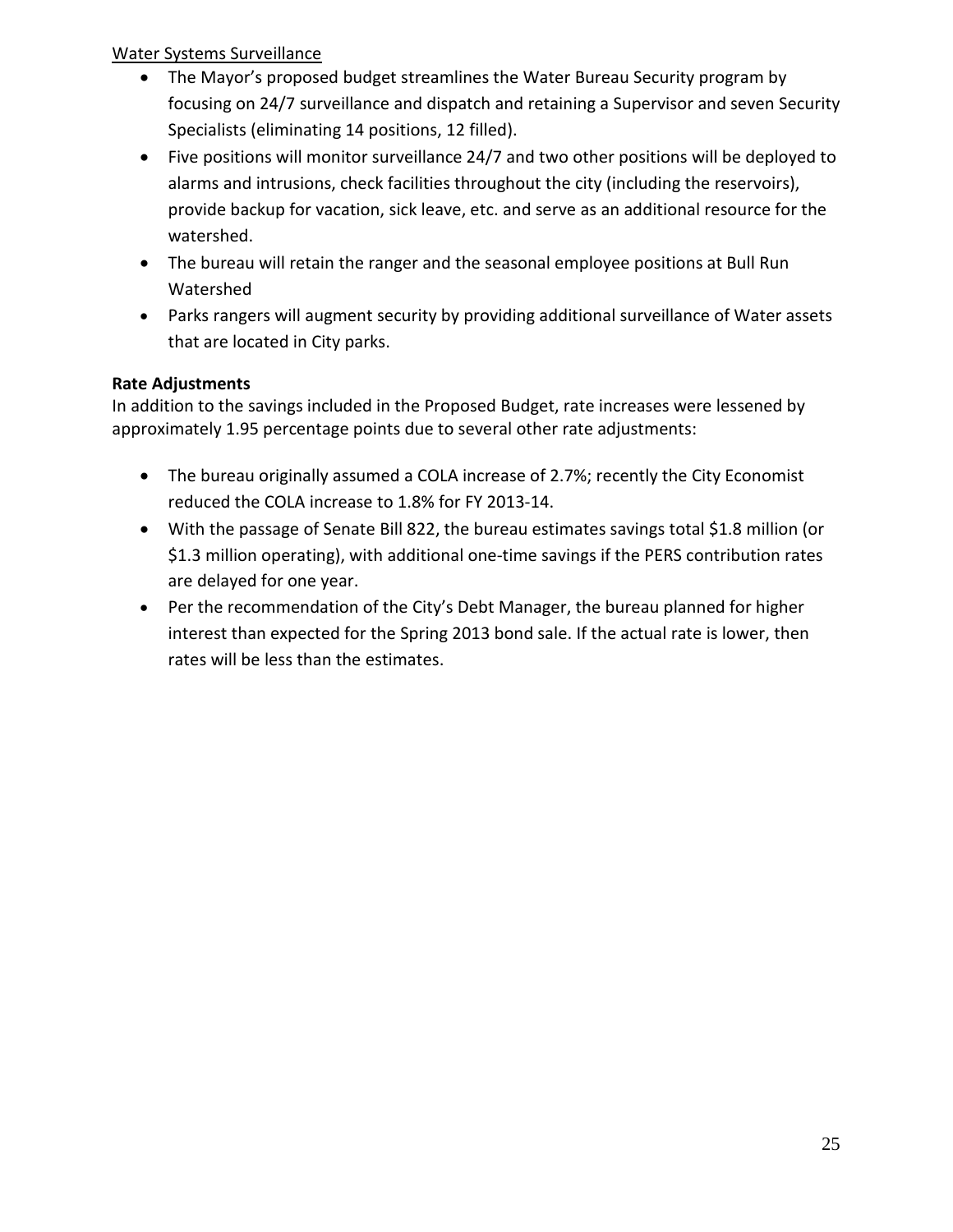<u>Water Systems Surveillance</u>

- The Mayor's proposed budget streamlines the Water Bureau Security program by focusing on 24/7 surveillance and dispatch and retaining a Supervisor and seven Security Specialists (eliminating 14 positions, 12 filled).
- Five positions will monitor surveillance 24/7 and two other positions will be deployed to alarms and intrusions, check facilities throughout the city (including the reservoirs), provide backup for vacation, sick leave, etc. and serve as an additional resource for the watershed.
- The bureau will retain the ranger and the seasonal employee positions at Bull Run Watershed
- Parks rangers will augment security by providing additional surveillance of Water assets that are located in City parks.

**Rate Adjustments**

In addition to the savings included in the Proposed Budget, rate increases were lessened by approximately 1.95 percentage points due to several other rate adjustments:

- The bureau originally assumed a COLA increase of 2.7%; recently the City Economist reduced the COLA increase to 1.8% for FY 2013-14.
- With the passage of Senate Bill 822, the bureau estimates savings total $1.8 million (or $1.3 million operating), with additional one-time savings if the PERS contribution rates are delayed for one year.
- Per the recommendation of the City's Debt Manager, the bureau planned for higher interest than expected for the Spring 2013 bond sale. If the actual rate is lower, then rates will be less than the estimates.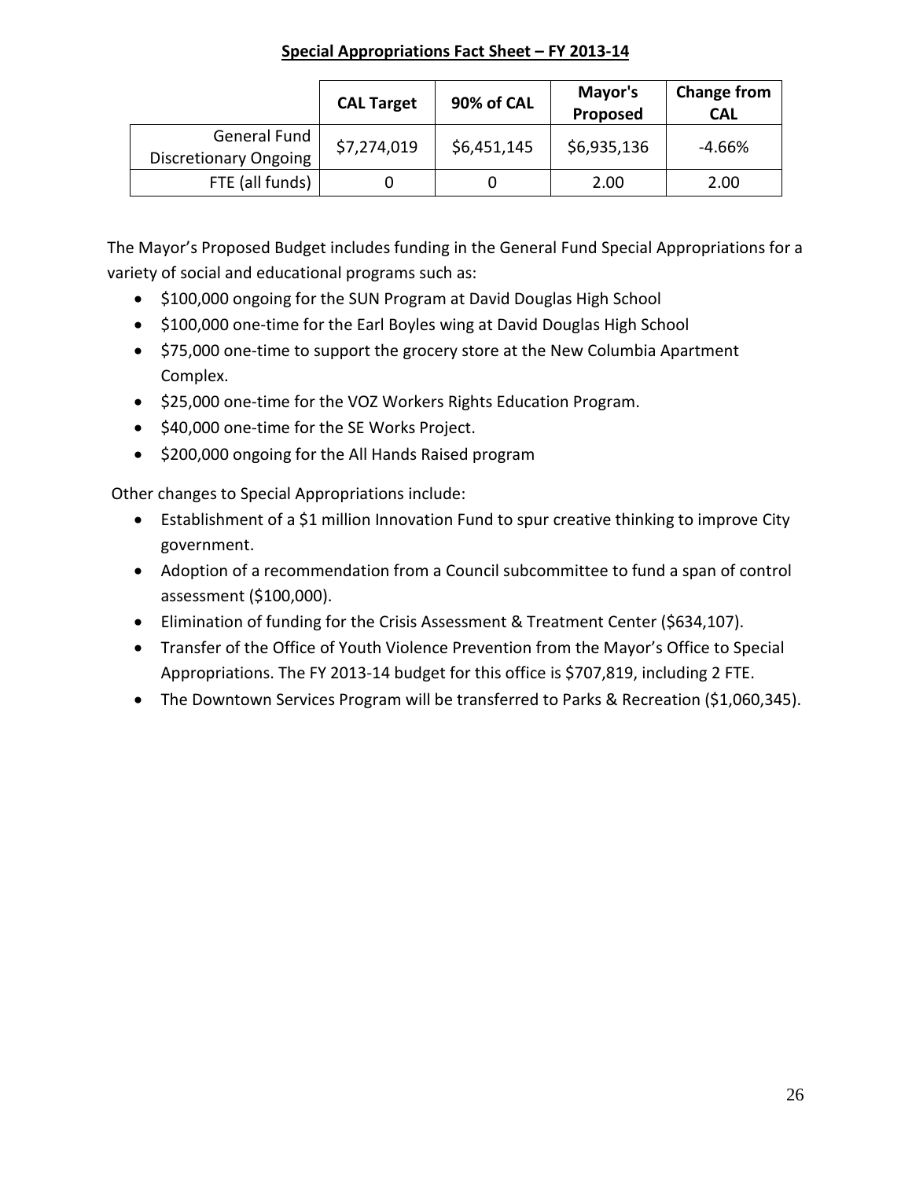**Special Appropriations Fact Sheet – FY 2013-14**

| | CAL Target | 90% of CAL | Mayor's Proposed | Change from CAL |
|---|---|---|---|---|
| General Fund Discretionary Ongoing | $7,274,019 | $6,451,145 | $6,935,136 | -4.66% |
| FTE (all funds) | 0 | 0 | 2.00 | 2.00 |

The Mayor's Proposed Budget includes funding in the General Fund Special Appropriations for a variety of social and educational programs such as:

- $100,000 ongoing for the SUN Program at David Douglas High School
- $100,000 one-time for the Earl Boyles wing at David Douglas High School
- $75,000 one-time to support the grocery store at the New Columbia Apartment Complex.
- $25,000 one-time for the VOZ Workers Rights Education Program.
- $40,000 one-time for the SE Works Project.
- $200,000 ongoing for the All Hands Raised program

Other changes to Special Appropriations include:

- Establishment of a $1 million Innovation Fund to spur creative thinking to improve City government.
- Adoption of a recommendation from a Council subcommittee to fund a span of control assessment ($100,000).
- Elimination of funding for the Crisis Assessment & Treatment Center ($634,107).
- Transfer of the Office of Youth Violence Prevention from the Mayor's Office to Special Appropriations. The FY 2013-14 budget for this office is $707,819, including 2 FTE.
- The Downtown Services Program will be transferred to Parks & Recreation ($1,060,345).